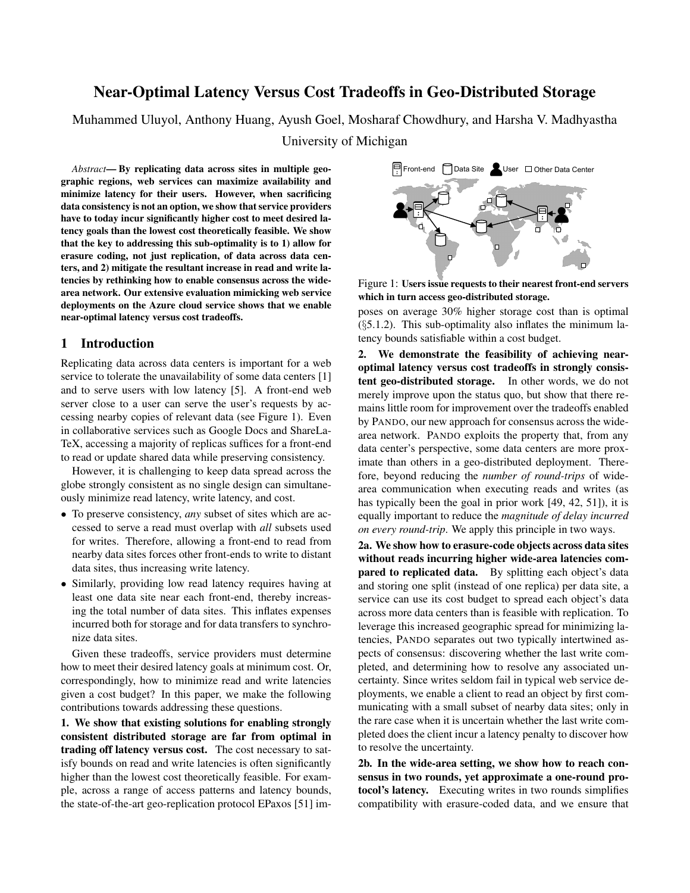# Near-Optimal Latency Versus Cost Tradeoffs in Geo-Distributed Storage

Muhammed Uluyol, Anthony Huang, Ayush Goel, Mosharaf Chowdhury, and Harsha V. Madhyastha

University of Michigan

*Abstract*— **By replicating data across sites in multiple geographic regions, web services can maximize availability and minimize latency for their users. However, when sacrificing data consistency is not an option, we show that service providers have to today incur significantly higher cost to meet desired latency goals than the lowest cost theoretically feasible. We show that the key to addressing this sub-optimality is to 1) allow for erasure coding, not just replication, of data across data centers, and 2) mitigate the resultant increase in read and write latencies by rethinking how to enable consensus across the wide-area network. Our extensive evaluation mimicking web service deployments on the Azure cloud service shows that we enable near-optimal latency versus cost tradeoffs.**

## 1 Introduction

Replicating data across data centers is important for a web service to tolerate the unavailability of some data centers [1] and to serve users with low latency [5]. A front-end web server close to a user can serve the user's requests by accessing nearby copies of relevant data (see Figure 1). Even in collaborative services such as Google Docs and ShareLaTeX, accessing a majority of replicas suffices for a front-end to read or update shared data while preserving consistency.

However, it is challenging to keep data spread across the globe strongly consistent as no single design can simultaneously minimize read latency, write latency, and cost.

- To preserve consistency, *any* subset of sites which are accessed to serve a read must overlap with *all* subsets used for writes. Therefore, allowing a front-end to read from nearby data sites forces other front-ends to write to distant data sites, thus increasing write latency.
- Similarly, providing low read latency requires having at least one data site near each front-end, thereby increasing the total number of data sites. This inflates expenses incurred both for storage and for data transfers to synchronize data sites.

Given these tradeoffs, service providers must determine how to meet their desired latency goals at minimum cost. Or, correspondingly, how to minimize read and write latencies given a cost budget? In this paper, we make the following contributions towards addressing these questions.

**1. We show that existing solutions for enabling strongly consistent distributed storage are far from optimal in trading off latency versus cost.** The cost necessary to satisfy bounds on read and write latencies is often significantly higher than the lowest cost theoretically feasible. For example, across a range of access patterns and latency bounds, the state-of-the-art geo-replication protocol EPaxos [51] imposes on average 30% higher storage cost than is optimal (§5.1.2). This sub-optimality also inflates the minimum latency bounds satisfiable within a cost budget.

Front-end  Data Site  User  Other Data Center

Figure 1: **Users issue requests to their nearest front-end servers which in turn access geo-distributed storage.**

**2. We demonstrate the feasibility of achieving near-optimal latency versus cost tradeoffs in strongly consistent geo-distributed storage.** In other words, we do not merely improve upon the status quo, but show that there remains little room for improvement over the tradeoffs enabled by PANDO, our new approach for consensus across the wide-area network. PANDO exploits the property that, from any data center's perspective, some data centers are more proximate than others in a geo-distributed deployment. Therefore, beyond reducing the *number of round-trips* of wide-area communication when executing reads and writes (as has typically been the goal in prior work [49, 42, 51]), it is equally important to reduce the *magnitude of delay incurred on every round-trip*. We apply this principle in two ways.

**2a. We show how to erasure-code objects across data sites without reads incurring higher wide-area latencies compared to replicated data.** By splitting each object's data and storing one split (instead of one replica) per data site, a service can use its cost budget to spread each object's data across more data centers than is feasible with replication. To leverage this increased geographic spread for minimizing latencies, PANDO separates out two typically intertwined aspects of consensus: discovering whether the last write completed, and determining how to resolve any associated uncertainty. Since writes seldom fail in typical web service deployments, we enable a client to read an object by first communicating with a small subset of nearby data sites; only in the rare case when it is uncertain whether the last write completed does the client incur a latency penalty to discover how to resolve the uncertainty.

**2b. In the wide-area setting, we show how to reach consensus in two rounds, yet approximate a one-round protocol's latency.** Executing writes in two rounds simplifies compatibility with erasure-coded data, and we ensure that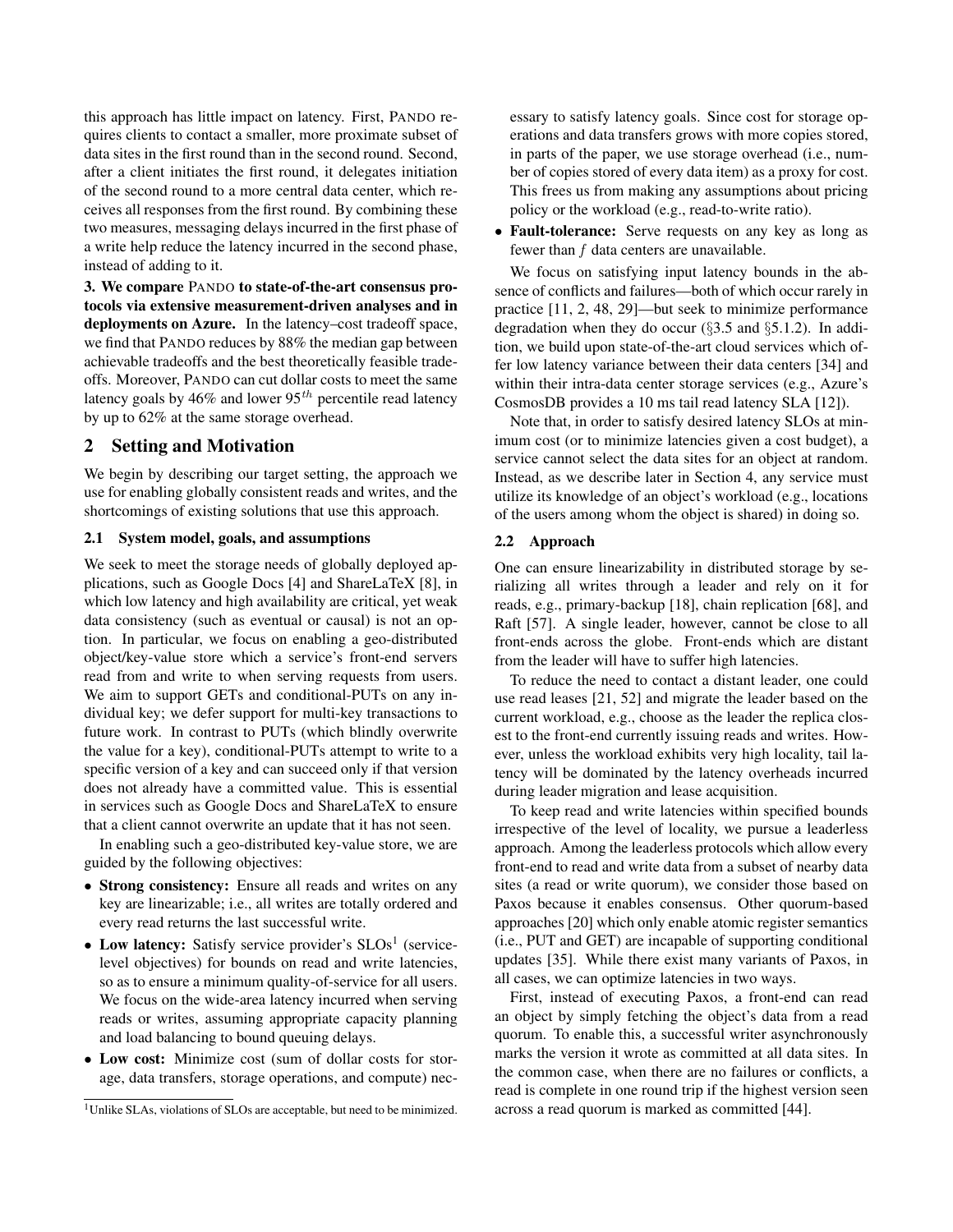this approach has little impact on latency. First, PANDO requires clients to contact a smaller, more proximate subset of data sites in the first round than in the second round. Second, after a client initiates the first round, it delegates initiation of the second round to a more central data center, which receives all responses from the first round. By combining these two measures, messaging delays incurred in the first phase of a write help reduce the latency incurred in the second phase, instead of adding to it.

**3. We compare PANDO to state-of-the-art consensus protocols via extensive measurement-driven analyses and in deployments on Azure.** In the latency–cost tradeoff space, we find that PANDO reduces by 88% the median gap between achievable tradeoffs and the best theoretically feasible tradeoffs. Moreover, PANDO can cut dollar costs to meet the same latency goals by 46% and lower $95^{th}$ percentile read latency by up to 62% at the same storage overhead.

## 2 Setting and Motivation

We begin by describing our target setting, the approach we use for enabling globally consistent reads and writes, and the shortcomings of existing solutions that use this approach.

### 2.1 System model, goals, and assumptions

We seek to meet the storage needs of globally deployed applications, such as Google Docs [4] and ShareLaTeX [8], in which low latency and high availability are critical, yet weak data consistency (such as eventual or causal) is not an option. In particular, we focus on enabling a geo-distributed object/key-value store which a service's front-end servers read from and write to when serving requests from users. We aim to support GETs and conditional-PUTs on any individual key; we defer support for multi-key transactions to future work. In contrast to PUTs (which blindly overwrite the value for a key), conditional-PUTs attempt to write to a specific version of a key and can succeed only if that version does not already have a committed value. This is essential in services such as Google Docs and ShareLaTeX to ensure that a client cannot overwrite an update that it has not seen.

In enabling such a geo-distributed key-value store, we are guided by the following objectives:

- **Strong consistency:** Ensure all reads and writes on any key are linearizable; i.e., all writes are totally ordered and every read returns the last successful write.
- **Low latency:** Satisfy service provider's SLOs[1] (service-level objectives) for bounds on read and write latencies, so as to ensure a minimum quality-of-service for all users. We focus on the wide-area latency incurred when serving reads or writes, assuming appropriate capacity planning and load balancing to bound queuing delays.
- **Low cost:** Minimize cost (sum of dollar costs for storage, data transfers, storage operations, and compute) necessary to satisfy latency goals. Since cost for storage operations and data transfers grows with more copies stored, in parts of the paper, we use storage overhead (i.e., number of copies stored of every data item) as a proxy for cost. This frees us from making any assumptions about pricing policy or the workload (e.g., read-to-write ratio).
- **Fault-tolerance:** Serve requests on any key as long as fewer than $f$ data centers are unavailable.

[1] Unlike SLAs, violations of SLOs are acceptable, but need to be minimized.

We focus on satisfying input latency bounds in the absence of conflicts and failures—both of which occur rarely in practice [11, 2, 48, 29]—but seek to minimize performance degradation when they do occur (§3.5 and §5.1.2). In addition, we build upon state-of-the-art cloud services which offer low latency variance between their data centers [34] and within their intra-data center storage services (e.g., Azure's CosmosDB provides a 10 ms tail read latency SLA [12]).

Note that, in order to satisfy desired latency SLOs at minimum cost (or to minimize latencies given a cost budget), a service cannot select the data sites for an object at random. Instead, as we describe later in Section 4, any service must utilize its knowledge of an object's workload (e.g., locations of the users among whom the object is shared) in doing so.

### 2.2 Approach

One can ensure linearizability in distributed storage by serializing all writes through a leader and rely on it for reads, e.g., primary-backup [18], chain replication [68], and Raft [57]. A single leader, however, cannot be close to all front-ends across the globe. Front-ends which are distant from the leader will have to suffer high latencies.

To reduce the need to contact a distant leader, one could use read leases [21, 52] and migrate the leader based on the current workload, e.g., choose as the leader the replica closest to the front-end currently issuing reads and writes. However, unless the workload exhibits very high locality, tail latency will be dominated by the latency overheads incurred during leader migration and lease acquisition.

To keep read and write latencies within specified bounds irrespective of the level of locality, we pursue a leaderless approach. Among the leaderless protocols which allow every front-end to read and write data from a subset of nearby data sites (a read or write quorum), we consider those based on Paxos because it enables consensus. Other quorum-based approaches [20] which only enable atomic register semantics (i.e., PUT and GET) are incapable of supporting conditional updates [35]. While there exist many variants of Paxos, in all cases, we can optimize latencies in two ways.

First, instead of executing Paxos, a front-end can read an object by simply fetching the object's data from a read quorum. To enable this, a successful writer asynchronously marks the version it wrote as committed at all data sites. In the common case, when there are no failures or conflicts, a read is complete in one round trip if the highest version seen across a read quorum is marked as committed [44].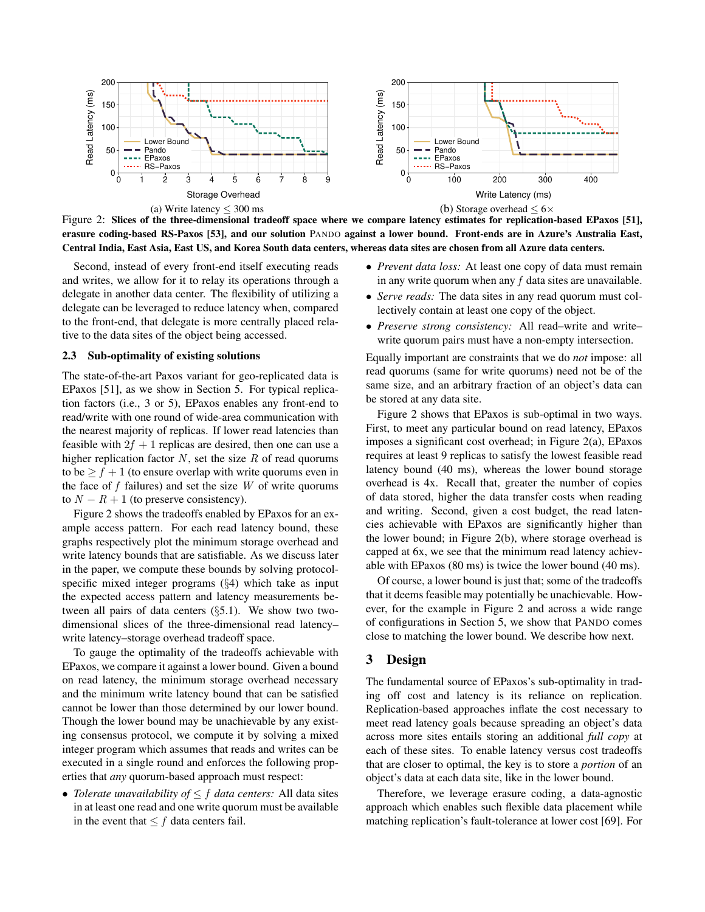200
150
100
50
0
Read Latency (ms)
0 1 2 3 4 5 6 7 8 9
Storage Overhead
Lower Bound
Pando
EPaxos
RS–Paxos

(a) Write latency ≤ 300 ms

200
150
100
50
0
Read Latency (ms)
0 100 200 300 400
Write Latency (ms)
Lower Bound
Pando
EPaxos
RS–Paxos

(b) Storage overhead ≤ 6×

Figure 2: **Slices of the three-dimensional tradeoff space where we compare latency estimates for replication-based EPaxos [51], erasure coding-based RS-Paxos [53], and our solution PANDO against a lower bound. Front-ends are in Azure's Australia East, Central India, East Asia, East US, and Korea South data centers, whereas data sites are chosen from all Azure data centers.**

Second, instead of every front-end itself executing reads and writes, we allow for it to relay its operations through a delegate in another data center. The flexibility of utilizing a delegate can be leveraged to reduce latency when, compared to the front-end, that delegate is more centrally placed relative to the data sites of the object being accessed.

### 2.3 Sub-optimality of existing solutions

The state-of-the-art Paxos variant for geo-replicated data is EPaxos [51], as we show in Section 5. For typical replication factors (i.e., 3 or 5), EPaxos enables any front-end to read/write with one round of wide-area communication with the nearest majority of replicas. If lower read latencies than feasible with $2f+1$ replicas are desired, then one can use a higher replication factor $N$, set the size $R$ of read quorums to be $\geq f+1$ (to ensure overlap with write quorums even in the face of $f$ failures) and set the size $W$ of write quorums to $N-R+1$ (to preserve consistency).

Figure 2 shows the tradeoffs enabled by EPaxos for an example access pattern. For each read latency bound, these graphs respectively plot the minimum storage overhead and write latency bounds that are satisfiable. As we discuss later in the paper, we compute these bounds by solving protocol-specific mixed integer programs (§4) which take as input the expected access pattern and latency measurements between all pairs of data centers (§5.1). We show two two-dimensional slices of the three-dimensional read latency–write latency–storage overhead tradeoff space.

To gauge the optimality of the tradeoffs achievable with EPaxos, we compare it against a lower bound. Given a bound on read latency, the minimum storage overhead necessary and the minimum write latency bound that can be satisfied cannot be lower than those determined by our lower bound. Though the lower bound may be unachievable by any existing consensus protocol, we compute it by solving a mixed integer program which assumes that reads and writes can be executed in a single round and enforces the following properties that *any* quorum-based approach must respect:

- *Tolerate unavailability of $\leq f$ data centers:* All data sites in at least one read and one write quorum must be available in the event that $\leq f$ data centers fail.
- *Prevent data loss:* At least one copy of data must remain in any write quorum when any $f$ data sites are unavailable.
- *Serve reads:* The data sites in any read quorum must collectively contain at least one copy of the object.
- *Preserve strong consistency:* All read–write and write–write quorum pairs must have a non-empty intersection.

Equally important are constraints that we do *not* impose: all read quorums (same for write quorums) need not be of the same size, and an arbitrary fraction of an object's data can be stored at any data site.

Figure 2 shows that EPaxos is sub-optimal in two ways. First, to meet any particular bound on read latency, EPaxos imposes a significant cost overhead; in Figure 2(a), EPaxos requires at least 9 replicas to satisfy the lowest feasible read latency bound (40 ms), whereas the lower bound storage overhead is 4x. Recall that, greater the number of copies of data stored, higher the data transfer costs when reading and writing. Second, given a cost budget, the read latencies achievable with EPaxos are significantly higher than the lower bound; in Figure 2(b), where storage overhead is capped at 6x, we see that the minimum read latency achievable with EPaxos (80 ms) is twice the lower bound (40 ms).

Of course, a lower bound is just that; some of the tradeoffs that it deems feasible may potentially be unachievable. However, for the example in Figure 2 and across a wide range of configurations in Section 5, we show that PANDO comes close to matching the lower bound. We describe how next.

## 3 Design

The fundamental source of EPaxos's sub-optimality in trading off cost and latency is its reliance on replication. Replication-based approaches inflate the cost necessary to meet read latency goals because spreading an object's data across more sites entails storing an additional *full copy* at each of these sites. To enable latency versus cost tradeoffs that are closer to optimal, the key is to store a *portion* of an object's data at each data site, like in the lower bound.

Therefore, we leverage erasure coding, a data-agnostic approach which enables such flexible data placement while matching replication's fault-tolerance at lower cost [69]. For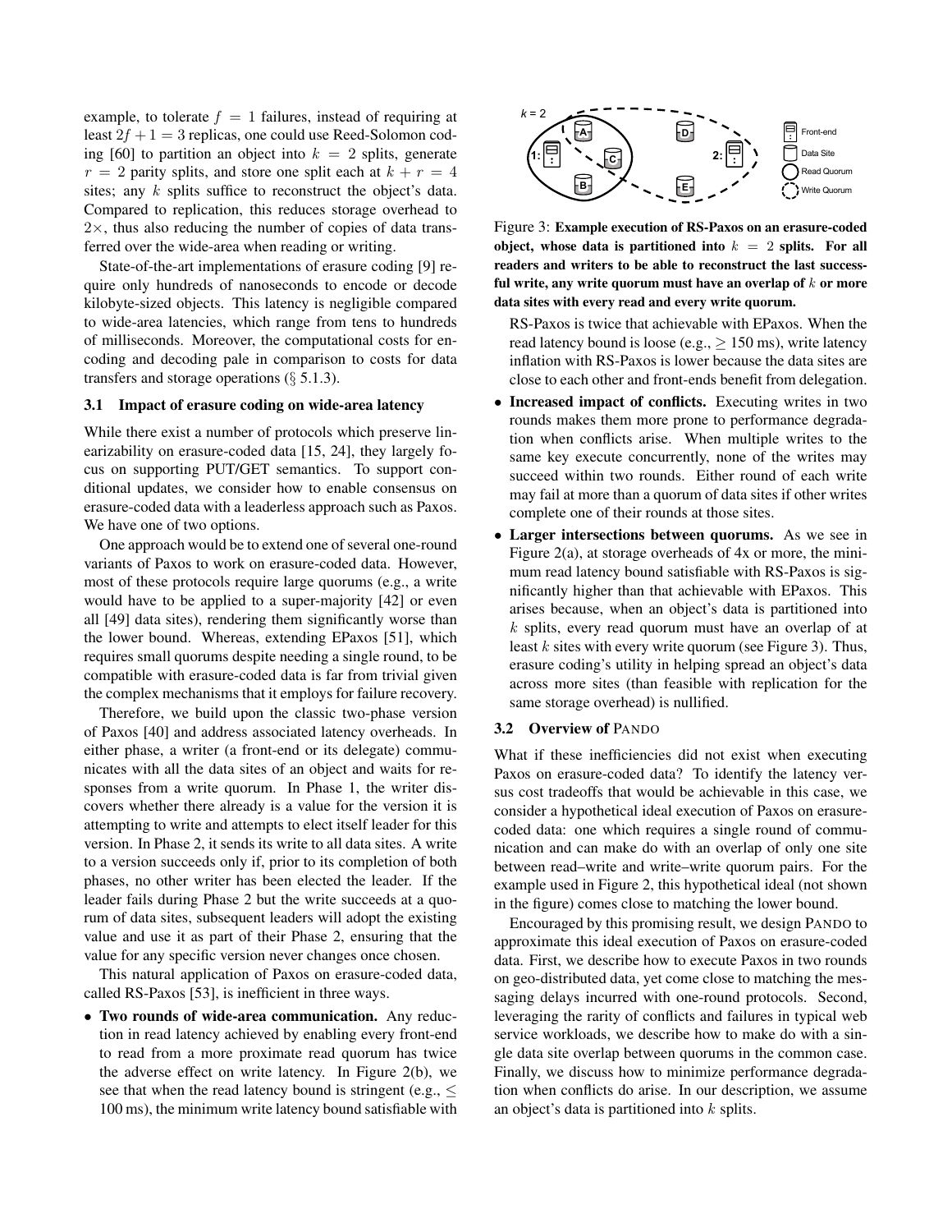example, to tolerate $f = 1$ failures, instead of requiring at least $2f + 1 = 3$ replicas, one could use Reed-Solomon coding [60] to partition an object into $k = 2$ splits, generate $r = 2$ parity splits, and store one split each at $k + r = 4$ sites; any $k$ splits suffice to reconstruct the object's data. Compared to replication, this reduces storage overhead to $2\times$, thus also reducing the number of copies of data transferred over the wide-area when reading or writing.

State-of-the-art implementations of erasure coding [9] require only hundreds of nanoseconds to encode or decode kilobyte-sized objects. This latency is negligible compared to wide-area latencies, which range from tens to hundreds of milliseconds. Moreover, the computational costs for encoding and decoding pale in comparison to costs for data transfers and storage operations (§ 5.1.3).

### 3.1 Impact of erasure coding on wide-area latency

While there exist a number of protocols which preserve linearizability on erasure-coded data [15, 24], they largely focus on supporting PUT/GET semantics. To support conditional updates, we consider how to enable consensus on erasure-coded data with a leaderless approach such as Paxos. We have one of two options.

One approach would be to extend one of several one-round variants of Paxos to work on erasure-coded data. However, most of these protocols require large quorums (e.g., a write would have to be applied to a super-majority [42] or even all [49] data sites), rendering them significantly worse than the lower bound. Whereas, extending EPaxos [51], which requires small quorums despite needing a single round, to be compatible with erasure-coded data is far from trivial given the complex mechanisms that it employs for failure recovery.

Therefore, we build upon the classic two-phase version of Paxos [40] and address associated latency overheads. In either phase, a writer (a front-end or its delegate) communicates with all the data sites of an object and waits for responses from a write quorum. In Phase 1, the writer discovers whether there already is a value for the version it is attempting to write and attempts to elect itself leader for this version. In Phase 2, it sends its write to all data sites. A write to a version succeeds only if, prior to its completion of both phases, no other writer has been elected the leader. If the leader fails during Phase 2 but the write succeeds at a quorum of data sites, subsequent leaders will adopt the existing value and use it as part of their Phase 2, ensuring that the value for any specific version never changes once chosen.

This natural application of Paxos on erasure-coded data, called RS-Paxos [53], is inefficient in three ways.

- **Two rounds of wide-area communication.** Any reduction in read latency achieved by enabling every front-end to read from a more proximate read quorum has twice the adverse effect on write latency. In Figure 2(b), we see that when the read latency bound is stringent (e.g., $\leq$ 100 ms), the minimum write latency bound satisfiable with RS-Paxos is twice that achievable with EPaxos. When the read latency bound is loose (e.g., $\geq$ 150 ms), write latency inflation with RS-Paxos is lower because the data sites are close to each other and front-ends benefit from delegation.
- **Increased impact of conflicts.** Executing writes in two rounds makes them more prone to performance degradation when conflicts arise. When multiple writes to the same key execute concurrently, none of the writes may succeed within two rounds. Either round of each write may fail at more than a quorum of data sites if other writes complete one of their rounds at those sites.
- **Larger intersections between quorums.** As we see in Figure 2(a), at storage overheads of 4x or more, the minimum read latency bound satisfiable with RS-Paxos is significantly higher than that achievable with EPaxos. This arises because, when an object's data is partitioned into $k$ splits, every read quorum must have an overlap of at least $k$ sites with every write quorum (see Figure 3). Thus, erasure coding's utility in helping spread an object's data across more sites (than feasible with replication for the same storage overhead) is nullified.

Figure 3: **Example execution of RS-Paxos on an erasure-coded object, whose data is partitioned into $k = 2$ splits. For all readers and writers to be able to reconstruct the last successful write, any write quorum must have an overlap of $k$ or more data sites with every read and every write quorum.**

### 3.2 Overview of Pando

What if these inefficiencies did not exist when executing Paxos on erasure-coded data? To identify the latency versus cost tradeoffs that would be achievable in this case, we consider a hypothetical ideal execution of Paxos on erasure-coded data: one which requires a single round of communication and can make do with an overlap of only one site between read–write and write–write quorum pairs. For the example used in Figure 2, this hypothetical ideal (not shown in the figure) comes close to matching the lower bound.

Encouraged by this promising result, we design Pando to approximate this ideal execution of Paxos on erasure-coded data. First, we describe how to execute Paxos in two rounds on geo-distributed data, yet come close to matching the messaging delays incurred with one-round protocols. Second, leveraging the rarity of conflicts and failures in typical web service workloads, we describe how to make do with a single data site overlap between quorums in the common case. Finally, we discuss how to minimize performance degradation when conflicts do arise. In our description, we assume an object's data is partitioned into $k$ splits.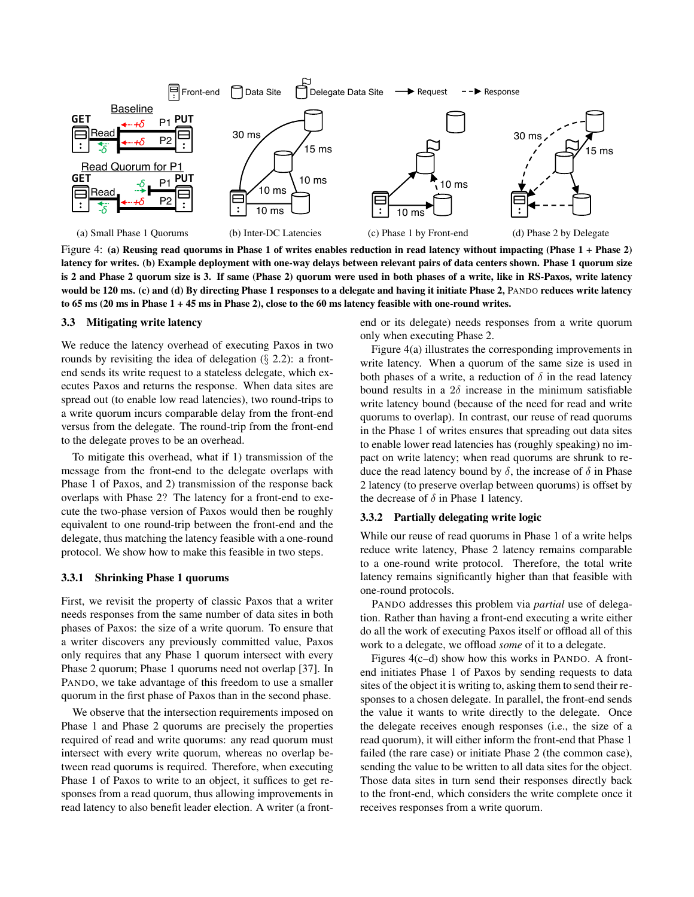Front-end  Data Site  Delegate Data Site  Request  Response

Baseline
GET  Read  $+\delta$  $+\delta$  $-\delta$  P1 PUT  P2

Read Quorum for P1
GET  Read  $-\delta$  $+\delta$  $-\delta$  P1 PUT  P2

(a) Small Phase 1 Quorums

30 ms  15 ms  10 ms  10 ms  10 ms

(b) Inter-DC Latencies

10 ms  10 ms

(c) Phase 1 by Front-end

30 ms  15 ms

(d) Phase 2 by Delegate

Figure 4: **(a) Reusing read quorums in Phase 1 of writes enables reduction in read latency without impacting (Phase 1 + Phase 2) latency for writes. (b) Example deployment with one-way delays between relevant pairs of data centers shown. Phase 1 quorum size is 2 and Phase 2 quorum size is 3. If same (Phase 2) quorum were used in both phases of a write, like in RS-Paxos, write latency would be 120 ms. (c) and (d) By directing Phase 1 responses to a delegate and having it initiate Phase 2, PANDO reduces write latency to 65 ms (20 ms in Phase 1 + 45 ms in Phase 2), close to the 60 ms latency feasible with one-round writes.**

### 3.3 Mitigating write latency

We reduce the latency overhead of executing Paxos in two rounds by revisiting the idea of delegation (§ 2.2): a front-end sends its write request to a stateless delegate, which executes Paxos and returns the response. When data sites are spread out (to enable low read latencies), two round-trips to a write quorum incurs comparable delay from the front-end versus from the delegate. The round-trip from the front-end to the delegate proves to be an overhead.

To mitigate this overhead, what if 1) transmission of the message from the front-end to the delegate overlaps with Phase 1 of Paxos, and 2) transmission of the response back overlaps with Phase 2? The latency for a front-end to execute the two-phase version of Paxos would then be roughly equivalent to one round-trip between the front-end and the delegate, thus matching the latency feasible with a one-round protocol. We show how to make this feasible in two steps.

#### 3.3.1 Shrinking Phase 1 quorums

First, we revisit the property of classic Paxos that a writer needs responses from the same number of data sites in both phases of Paxos: the size of a write quorum. To ensure that a writer discovers any previously committed value, Paxos only requires that any Phase 1 quorum intersect with every Phase 2 quorum; Phase 1 quorums need not overlap [37]. In PANDO, we take advantage of this freedom to use a smaller quorum in the first phase of Paxos than in the second phase.

We observe that the intersection requirements imposed on Phase 1 and Phase 2 quorums are precisely the properties required of read and write quorums: any read quorum must intersect with every write quorum, whereas no overlap between read quorums is required. Therefore, when executing Phase 1 of Paxos to write to an object, it suffices to get responses from a read quorum, thus allowing improvements in read latency to also benefit leader election. A writer (a front-end or its delegate) needs responses from a write quorum only when executing Phase 2.

Figure 4(a) illustrates the corresponding improvements in write latency. When a quorum of the same size is used in both phases of a write, a reduction of $\delta$ in the read latency bound results in a $2\delta$ increase in the minimum satisfiable write latency bound (because of the need for read and write quorums to overlap). In contrast, our reuse of read quorums in the Phase 1 of writes ensures that spreading out data sites to enable lower read latencies has (roughly speaking) no impact on write latency; when read quorums are shrunk to reduce the read latency bound by $\delta$, the increase of $\delta$ in Phase 2 latency (to preserve overlap between quorums) is offset by the decrease of $\delta$ in Phase 1 latency.

#### 3.3.2 Partially delegating write logic

While our reuse of read quorums in Phase 1 of a write helps reduce write latency, Phase 2 latency remains comparable to a one-round write protocol. Therefore, the total write latency remains significantly higher than that feasible with one-round protocols.

PANDO addresses this problem via *partial* use of delegation. Rather than having a front-end executing a write either do all the work of executing Paxos itself or offload all of this work to a delegate, we offload *some* of it to a delegate.

Figures 4(c–d) show how this works in PANDO. A front-end initiates Phase 1 of Paxos by sending requests to data sites of the object it is writing to, asking them to send their responses to a chosen delegate. In parallel, the front-end sends the value it wants to write directly to the delegate. Once the delegate receives enough responses (i.e., the size of a read quorum), it will either inform the front-end that Phase 1 failed (the rare case) or initiate Phase 2 (the common case), sending the value to be written to all data sites for the object. Those data sites in turn send their responses directly back to the front-end, which considers the write complete once it receives responses from a write quorum.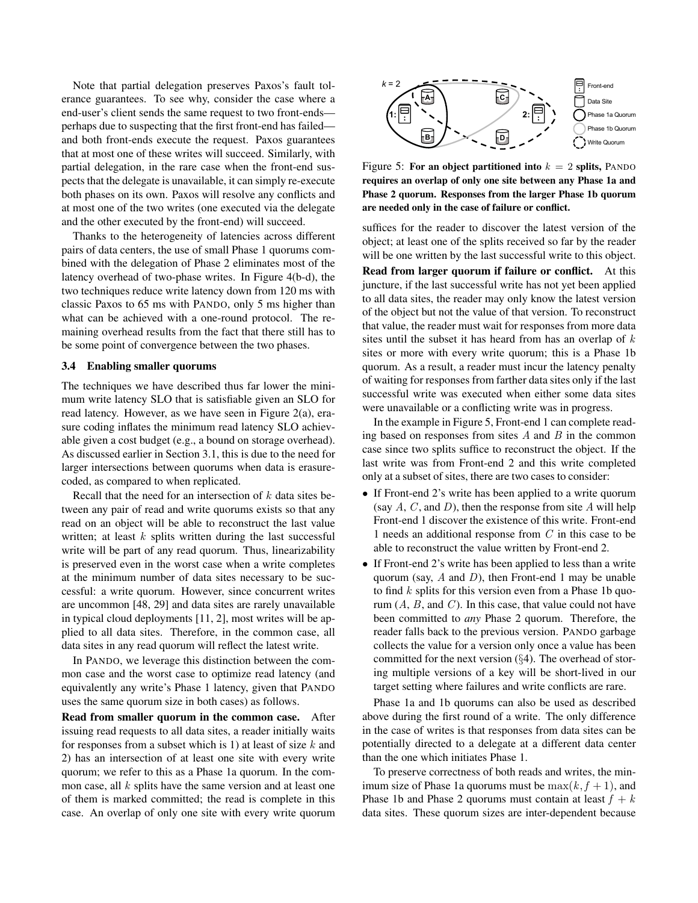Note that partial delegation preserves Paxos's fault tolerance guarantees. To see why, consider the case where a end-user's client sends the same request to two front-ends—perhaps due to suspecting that the first front-end has failed—and both front-ends execute the request. Paxos guarantees that at most one of these writes will succeed. Similarly, with partial delegation, in the rare case when the front-end suspects that the delegate is unavailable, it can simply re-execute both phases on its own. Paxos will resolve any conflicts and at most one of the two writes (one executed via the delegate and the other executed by the front-end) will succeed.

Thanks to the heterogeneity of latencies across different pairs of data centers, the use of small Phase 1 quorums combined with the delegation of Phase 2 eliminates most of the latency overhead of two-phase writes. In Figure 4(b-d), the two techniques reduce write latency down from 120 ms with classic Paxos to 65 ms with PANDO, only 5 ms higher than what can be achieved with a one-round protocol. The remaining overhead results from the fact that there still has to be some point of convergence between the two phases.

### 3.4 Enabling smaller quorums

The techniques we have described thus far lower the minimum write latency SLO that is satisfiable given an SLO for read latency. However, as we have seen in Figure 2(a), erasure coding inflates the minimum read latency SLO achievable given a cost budget (e.g., a bound on storage overhead). As discussed earlier in Section 3.1, this is due to the need for larger intersections between quorums when data is erasure-coded, as compared to when replicated.

Recall that the need for an intersection of $k$ data sites between any pair of read and write quorums exists so that any read on an object will be able to reconstruct the last value written; at least $k$ splits written during the last successful write will be part of any read quorum. Thus, linearizability is preserved even in the worst case when a write completes at the minimum number of data sites necessary to be successful: a write quorum. However, since concurrent writes are uncommon [48, 29] and data sites are rarely unavailable in typical cloud deployments [11, 2], most writes will be applied to all data sites. Therefore, in the common case, all data sites in any read quorum will reflect the latest write.

In PANDO, we leverage this distinction between the common case and the worst case to optimize read latency (and equivalently any write's Phase 1 latency, given that PANDO uses the same quorum size in both cases) as follows.

**Read from smaller quorum in the common case.** After issuing read requests to all data sites, a reader initially waits for responses from a subset which is 1) at least of size $k$ and 2) has an intersection of at least one site with every write quorum; we refer to this as a Phase 1a quorum. In the common case, all $k$ splits have the same version and at least one of them is marked committed; the read is complete in this case. An overlap of only one site with every write quorum

k = 2

A
C
1:
2:
B
D

Front-end
Data Site
Phase 1a Quorum
Phase 1b Quorum
Write Quorum

Figure 5: **For an object partitioned into $k = 2$ splits, PANDO requires an overlap of only one site between any Phase 1a and Phase 2 quorum. Responses from the larger Phase 1b quorum are needed only in the case of failure or conflict.**

suffices for the reader to discover the latest version of the object; at least one of the splits received so far by the reader will be one written by the last successful write to this object.

**Read from larger quorum if failure or conflict.** At this juncture, if the last successful write has not yet been applied to all data sites, the reader may only know the latest version of the object but not the value of that version. To reconstruct that value, the reader must wait for responses from more data sites until the subset it has heard from has an overlap of $k$ sites or more with every write quorum; this is a Phase 1b quorum. As a result, a reader must incur the latency penalty of waiting for responses from farther data sites only if the last successful write was executed when either some data sites were unavailable or a conflicting write was in progress.

In the example in Figure 5, Front-end 1 can complete reading based on responses from sites $A$ and $B$ in the common case since two splits suffice to reconstruct the object. If the last write was from Front-end 2 and this write completed only at a subset of sites, there are two cases to consider:

- If Front-end 2's write has been applied to a write quorum (say $A$, $C$, and $D$), then the response from site $A$ will help Front-end 1 discover the existence of this write. Front-end 1 needs an additional response from $C$ in this case to be able to reconstruct the value written by Front-end 2.
- If Front-end 2's write has been applied to less than a write quorum (say, $A$ and $D$), then Front-end 1 may be unable to find $k$ splits for this version even from a Phase 1b quorum ($A$, $B$, and $C$). In this case, that value could not have been committed to *any* Phase 2 quorum. Therefore, the reader falls back to the previous version. PANDO garbage collects the value for a version only once a value has been committed for the next version (§4). The overhead of storing multiple versions of a key will be short-lived in our target setting where failures and write conflicts are rare.

Phase 1a and 1b quorums can also be used as described above during the first round of a write. The only difference in the case of writes is that responses from data sites can be potentially directed to a delegate at a different data center than the one which initiates Phase 1.

To preserve correctness of both reads and writes, the minimum size of Phase 1a quorums must be $\max(k, f+1)$, and Phase 1b and Phase 2 quorums must contain at least $f+k$ data sites. These quorum sizes are inter-dependent because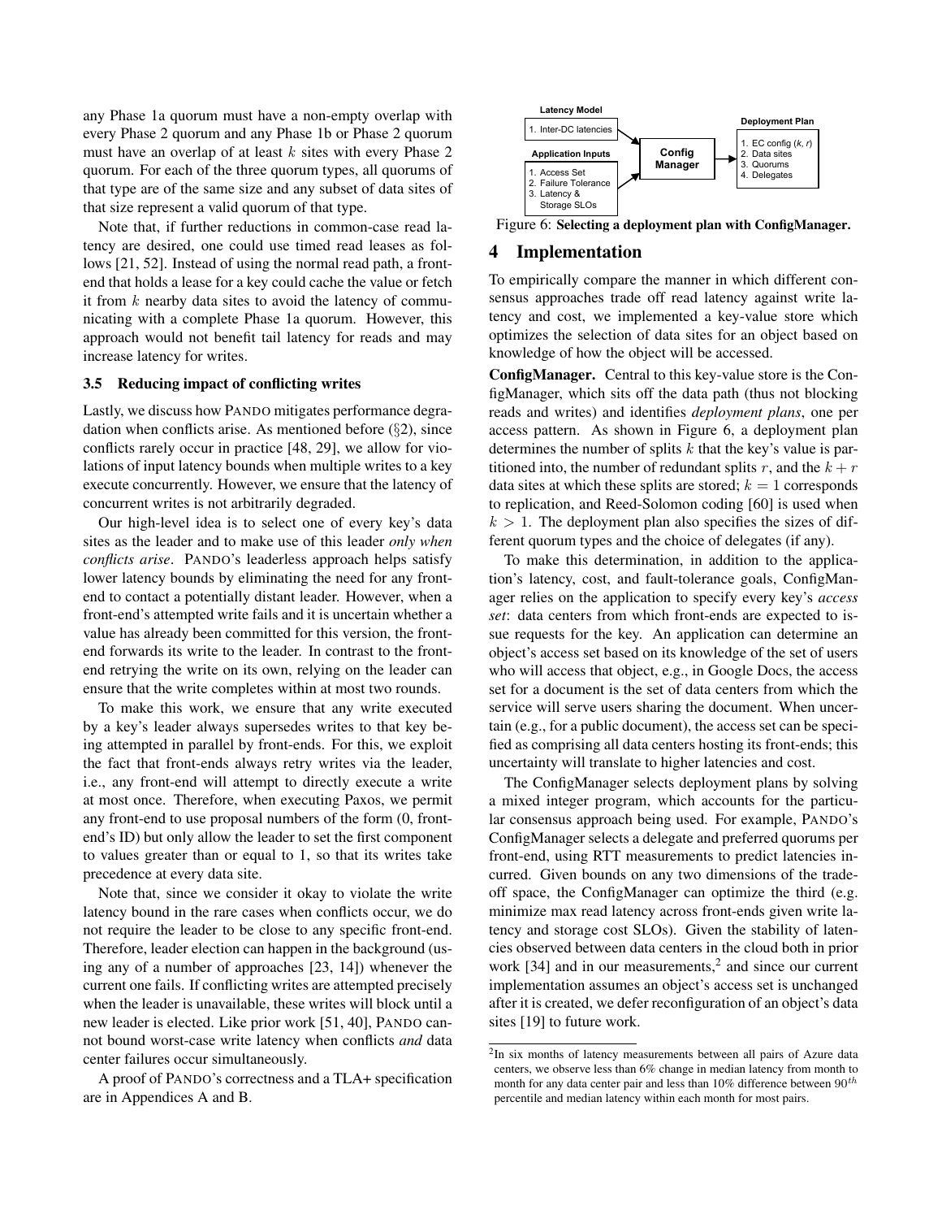any Phase 1a quorum must have a non-empty overlap with every Phase 2 quorum and any Phase 1b or Phase 2 quorum must have an overlap of at least $k$ sites with every Phase 2 quorum. For each of the three quorum types, all quorums of that type are of the same size and any subset of data sites of that size represent a valid quorum of that type.

Note that, if further reductions in common-case read latency are desired, one could use timed read leases as follows [21, 52]. Instead of using the normal read path, a front-end that holds a lease for a key could cache the value or fetch it from $k$ nearby data sites to avoid the latency of communicating with a complete Phase 1a quorum. However, this approach would not benefit tail latency for reads and may increase latency for writes.

### 3.5 Reducing impact of conflicting writes

Lastly, we discuss how PANDO mitigates performance degradation when conflicts arise. As mentioned before (§2), since conflicts rarely occur in practice [48, 29], we allow for violations of input latency bounds when multiple writes to a key execute concurrently. However, we ensure that the latency of concurrent writes is not arbitrarily degraded.

Our high-level idea is to select one of every key's data sites as the leader and to make use of this leader *only when conflicts arise*. PANDO's leaderless approach helps satisfy lower latency bounds by eliminating the need for any front-end to contact a potentially distant leader. However, when a front-end's attempted write fails and it is uncertain whether a value has already been committed for this version, the front-end forwards its write to the leader. In contrast to the front-end retrying the write on its own, relying on the leader can ensure that the write completes within at most two rounds.

To make this work, we ensure that any write executed by a key's leader always supersedes writes to that key being attempted in parallel by front-ends. For this, we exploit the fact that front-ends always retry writes via the leader, i.e., any front-end will attempt to directly execute a write at most once. Therefore, when executing Paxos, we permit any front-end to use proposal numbers of the form (0, front-end's ID) but only allow the leader to set the first component to values greater than or equal to 1, so that its writes take precedence at every data site.

Note that, since we consider it okay to violate the write latency bound in the rare cases when conflicts occur, we do not require the leader to be close to any specific front-end. Therefore, leader election can happen in the background (using any of a number of approaches [23, 14]) whenever the current one fails. If conflicting writes are attempted precisely when the leader is unavailable, these writes will block until a new leader is elected. Like prior work [51, 40], PANDO cannot bound worst-case write latency when conflicts *and* data center failures occur simultaneously.

A proof of PANDO's correctness and a TLA+ specification are in Appendices A and B.

**Latency Model**
1. Inter-DC latencies

**Application Inputs**
1. Access Set
2. Failure Tolerance
3. Latency & Storage SLOs

**Config Manager**

**Deployment Plan**
1. EC config ($k$, $r$)
2. Data sites
3. Quorums
4. Delegates

Figure 6: **Selecting a deployment plan with ConfigManager.**

## 4 Implementation

To empirically compare the manner in which different consensus approaches trade off read latency against write latency and cost, we implemented a key-value store which optimizes the selection of data sites for an object based on knowledge of how the object will be accessed.

**ConfigManager.** Central to this key-value store is the ConfigManager, which sits off the data path (thus not blocking reads and writes) and identifies *deployment plans*, one per access pattern. As shown in Figure 6, a deployment plan determines the number of splits $k$ that the key's value is partitioned into, the number of redundant splits $r$, and the $k + r$ data sites at which these splits are stored; $k = 1$ corresponds to replication, and Reed-Solomon coding [60] is used when $k > 1$. The deployment plan also specifies the sizes of different quorum types and the choice of delegates (if any).

To make this determination, in addition to the application's latency, cost, and fault-tolerance goals, ConfigManager relies on the application to specify every key's *access set*: data centers from which front-ends are expected to issue requests for the key. An application can determine an object's access set based on its knowledge of the set of users who will access that object, e.g., in Google Docs, the access set for a document is the set of data centers from which the service will serve users sharing the document. When uncertain (e.g., for a public document), the access set can be specified as comprising all data centers hosting its front-ends; this uncertainty will translate to higher latencies and cost.

The ConfigManager selects deployment plans by solving a mixed integer program, which accounts for the particular consensus approach being used. For example, PANDO's ConfigManager selects a delegate and preferred quorums per front-end, using RTT measurements to predict latencies incurred. Given bounds on any two dimensions of the tradeoff space, the ConfigManager can optimize the third (e.g. minimize max read latency across front-ends given write latency and storage cost SLOs). Given the stability of latencies observed between data centers in the cloud both in prior work [34] and in our measurements,[2] and since our current implementation assumes an object's access set is unchanged after it is created, we defer reconfiguration of an object's data sites [19] to future work.

[2] In six months of latency measurements between all pairs of Azure data centers, we observe less than 6% change in median latency from month to month for any data center pair and less than 10% difference between $90^{th}$ percentile and median latency within each month for most pairs.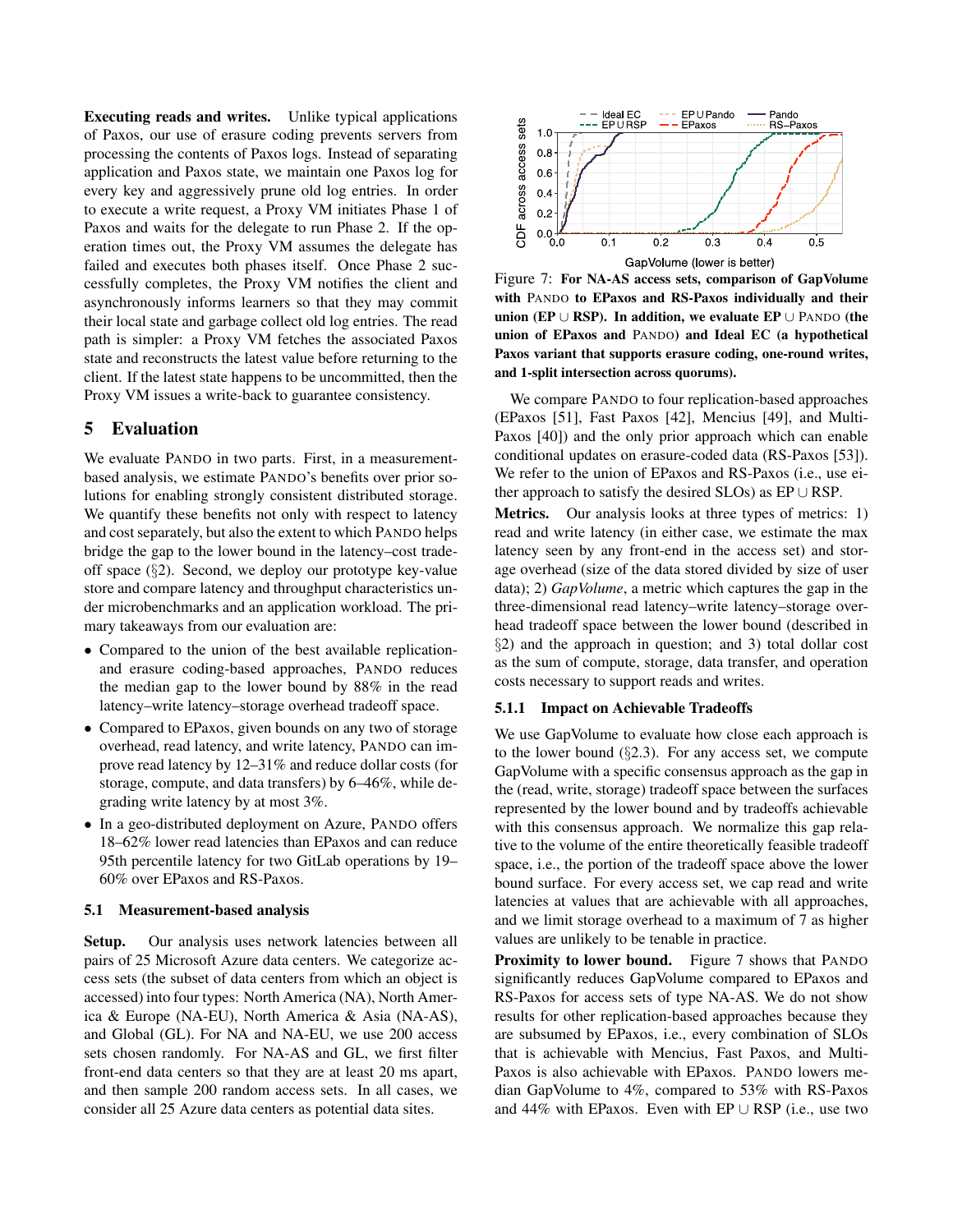**Executing reads and writes.** Unlike typical applications of Paxos, our use of erasure coding prevents servers from processing the contents of Paxos logs. Instead of separating application and Paxos state, we maintain one Paxos log for every key and aggressively prune old log entries. In order to execute a write request, a Proxy VM initiates Phase 1 of Paxos and waits for the delegate to run Phase 2. If the operation times out, the Proxy VM assumes the delegate has failed and executes both phases itself. Once Phase 2 successfully completes, the Proxy VM notifies the client and asynchronously informs learners so that they may commit their local state and garbage collect old log entries. The read path is simpler: a Proxy VM fetches the associated Paxos state and reconstructs the latest value before returning to the client. If the latest state happens to be uncommitted, then the Proxy VM issues a write-back to guarantee consistency.

## 5 Evaluation

We evaluate PANDO in two parts. First, in a measurement-based analysis, we estimate PANDO's benefits over prior solutions for enabling strongly consistent distributed storage. We quantify these benefits not only with respect to latency and cost separately, but also the extent to which PANDO helps bridge the gap to the lower bound in the latency–cost tradeoff space (§2). Second, we deploy our prototype key-value store and compare latency and throughput characteristics under microbenchmarks and an application workload. The primary takeaways from our evaluation are:

- Compared to the union of the best available replication- and erasure coding-based approaches, PANDO reduces the median gap to the lower bound by 88% in the read latency–write latency–storage overhead tradeoff space.
- Compared to EPaxos, given bounds on any two of storage overhead, read latency, and write latency, PANDO can improve read latency by 12–31% and reduce dollar costs (for storage, compute, and data transfers) by 6–46%, while degrading write latency by at most 3%.
- In a geo-distributed deployment on Azure, PANDO offers 18–62% lower read latencies than EPaxos and can reduce 95th percentile latency for two GitLab operations by 19–60% over EPaxos and RS-Paxos.

### 5.1 Measurement-based analysis

**Setup.** Our analysis uses network latencies between all pairs of 25 Microsoft Azure data centers. We categorize access sets (the subset of data centers from which an object is accessed) into four types: North America (NA), North America & Europe (NA-EU), North America & Asia (NA-AS), and Global (GL). For NA and NA-EU, we use 200 access sets chosen randomly. For NA-AS and GL, we first filter front-end data centers so that they are at least 20 ms apart, and then sample 200 random access sets. In all cases, we consider all 25 Azure data centers as potential data sites.

Ideal EC
EP ∪ RSP
EP ∪ Pando
EPaxos
Pando
RS–Paxos
CDF across access sets
1.0
0.8
0.6
0.4
0.2
0.0
0.0
0.1
0.2
0.3
0.4
0.5
GapVolume (lower is better)

Figure 7: **For NA-AS access sets, comparison of GapVolume with PANDO to EPaxos and RS-Paxos individually and their union (EP ∪ RSP). In addition, we evaluate EP ∪ PANDO (the union of EPaxos and PANDO) and Ideal EC (a hypothetical Paxos variant that supports erasure coding, one-round writes, and 1-split intersection across quorums).**

We compare PANDO to four replication-based approaches (EPaxos [51], Fast Paxos [42], Mencius [49], and Multi-Paxos [40]) and the only prior approach which can enable conditional updates on erasure-coded data (RS-Paxos [53]). We refer to the union of EPaxos and RS-Paxos (i.e., use either approach to satisfy the desired SLOs) as EP ∪ RSP.

**Metrics.** Our analysis looks at three types of metrics: 1) read and write latency (in either case, we estimate the max latency seen by any front-end in the access set) and storage overhead (size of the data stored divided by size of user data); 2) *GapVolume*, a metric which captures the gap in the three-dimensional read latency–write latency–storage overhead tradeoff space between the lower bound (described in §2) and the approach in question; and 3) total dollar cost as the sum of compute, storage, data transfer, and operation costs necessary to support reads and writes.

#### 5.1.1 Impact on Achievable Tradeoffs

We use GapVolume to evaluate how close each approach is to the lower bound (§2.3). For any access set, we compute GapVolume with a specific consensus approach as the gap in the (read, write, storage) tradeoff space between the surfaces represented by the lower bound and by tradeoffs achievable with this consensus approach. We normalize this gap relative to the volume of the entire theoretically feasible tradeoff space, i.e., the portion of the tradeoff space above the lower bound surface. For every access set, we cap read and write latencies at values that are achievable with all approaches, and we limit storage overhead to a maximum of 7 as higher values are unlikely to be tenable in practice.

**Proximity to lower bound.** Figure 7 shows that PANDO significantly reduces GapVolume compared to EPaxos and RS-Paxos for access sets of type NA-AS. We do not show results for other replication-based approaches because they are subsumed by EPaxos, i.e., every combination of SLOs that is achievable with Mencius, Fast Paxos, and Multi-Paxos is also achievable with EPaxos. PANDO lowers median GapVolume to 4%, compared to 53% with RS-Paxos and 44% with EPaxos. Even with EP ∪ RSP (i.e., use two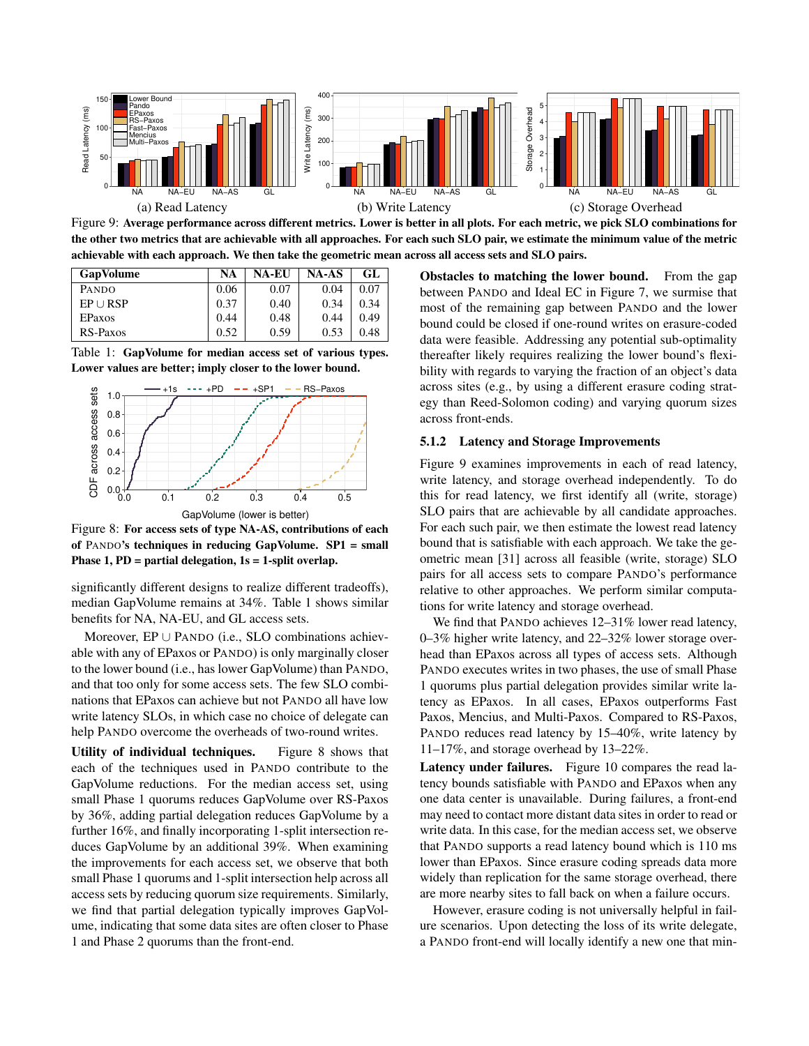Read Latency (ms)
150
100
50
0
Lower Bound
Pando
EPaxos
RS–Paxos
Fast–Paxos
Mencius
Multi–Paxos
NA NA–EU NA–AS GL

(a) Read Latency

Write Latency (ms)
400
300
200
100
0
NA NA–EU NA–AS GL

(b) Write Latency

Storage Overhead
5
4
3
2
1
0
NA NA–EU NA–AS GL

(c) Storage Overhead

Figure 9: **Average performance across different metrics. Lower is better in all plots. For each metric, we pick SLO combinations for the other two metrics that are achievable with all approaches. For each such SLO pair, we estimate the minimum value of the metric achievable with each approach. We then take the geometric mean across all access sets and SLO pairs.**

| GapVolume | NA | NA-EU | NA-AS | GL |
|---|---|---|---|---|
| PANDO | 0.06 | 0.07 | 0.04 | 0.07 |
| EP ∪ RSP | 0.37 | 0.40 | 0.34 | 0.34 |
| EPaxos | 0.44 | 0.48 | 0.44 | 0.49 |
| RS-Paxos | 0.52 | 0.59 | 0.53 | 0.48 |

Table 1: **GapVolume for median access set of various types. Lower values are better; imply closer to the lower bound.**

+1s +PD +SP1 RS–Paxos
CDF across access sets
1.0
0.8
0.6
0.4
0.2
0.0
0.0 0.1 0.2 0.3 0.4 0.5
GapVolume (lower is better)

Figure 8: **For access sets of type NA-AS, contributions of each of PANDO's techniques in reducing GapVolume. SP1 = small Phase 1, PD = partial delegation, 1s = 1-split overlap.**

significantly different designs to realize different tradeoffs), median GapVolume remains at 34%. Table 1 shows similar benefits for NA, NA-EU, and GL access sets.

Moreover, EP ∪ PANDO (i.e., SLO combinations achievable with any of EPaxos or PANDO) is only marginally closer to the lower bound (i.e., has lower GapVolume) than PANDO, and that too only for some access sets. The few SLO combinations that EPaxos can achieve but not PANDO all have low write latency SLOs, in which case no choice of delegate can help PANDO overcome the overheads of two-round writes.

**Utility of individual techniques.** Figure 8 shows that each of the techniques used in PANDO contribute to the GapVolume reductions. For the median access set, using small Phase 1 quorums reduces GapVolume over RS-Paxos by 36%, adding partial delegation reduces GapVolume by a further 16%, and finally incorporating 1-split intersection reduces GapVolume by an additional 39%. When examining the improvements for each access set, we observe that both small Phase 1 quorums and 1-split intersection help across all access sets by reducing quorum size requirements. Similarly, we find that partial delegation typically improves GapVolume, indicating that some data sites are often closer to Phase 1 and Phase 2 quorums than the front-end.

**Obstacles to matching the lower bound.** From the gap between PANDO and Ideal EC in Figure 7, we surmise that most of the remaining gap between PANDO and the lower bound could be closed if one-round writes on erasure-coded data were feasible. Addressing any potential sub-optimality thereafter likely requires realizing the lower bound's flexibility with regards to varying the fraction of an object's data across sites (e.g., by using a different erasure coding strategy than Reed-Solomon coding) and varying quorum sizes across front-ends.

### 5.1.2 Latency and Storage Improvements

Figure 9 examines improvements in each of read latency, write latency, and storage overhead independently. To do this for read latency, we first identify all (write, storage) SLO pairs that are achievable by all candidate approaches. For each such pair, we then estimate the lowest read latency bound that is satisfiable with each approach. We take the geometric mean [31] across all feasible (write, storage) SLO pairs for all access sets to compare PANDO's performance relative to other approaches. We perform similar computations for write latency and storage overhead.

We find that PANDO achieves 12–31% lower read latency, 0–3% higher write latency, and 22–32% lower storage overhead than EPaxos across all types of access sets. Although PANDO executes writes in two phases, the use of small Phase 1 quorums plus partial delegation provides similar write latency as EPaxos. In all cases, EPaxos outperforms Fast Paxos, Mencius, and Multi-Paxos. Compared to RS-Paxos, PANDO reduces read latency by 15–40%, write latency by 11–17%, and storage overhead by 13–22%.

**Latency under failures.** Figure 10 compares the read latency bounds satisfiable with PANDO and EPaxos when any one data center is unavailable. During failures, a front-end may need to contact more distant data sites in order to read or write data. In this case, for the median access set, we observe that PANDO supports a read latency bound which is 110 ms lower than EPaxos. Since erasure coding spreads data more widely than replication for the same storage overhead, there are more nearby sites to fall back on when a failure occurs.

However, erasure coding is not universally helpful in failure scenarios. Upon detecting the loss of its write delegate, a PANDO front-end will locally identify a new one that min-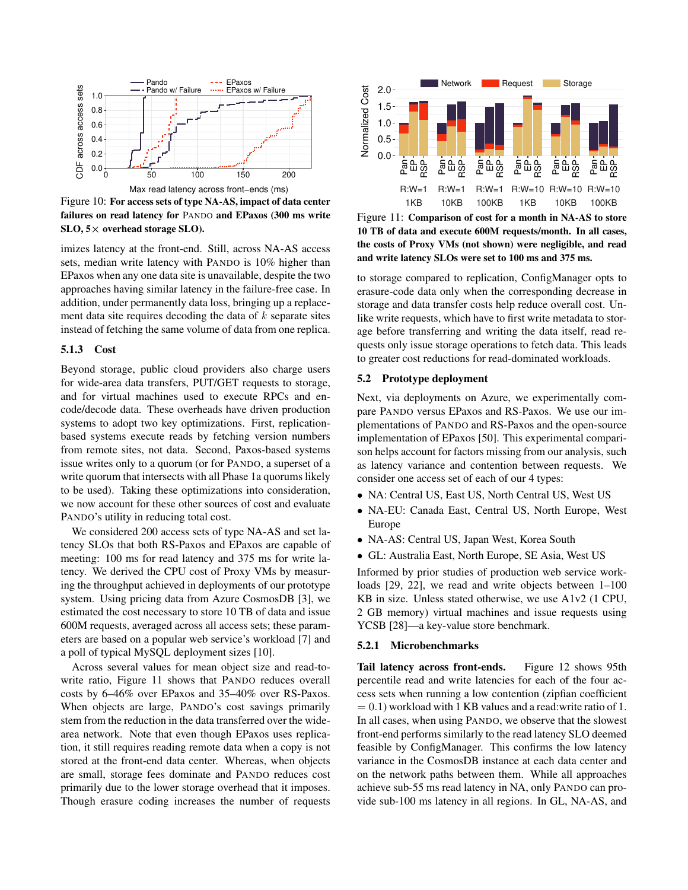Pando
Pando w/ Failure
EPaxos
EPaxos w/ Failure

CDF across access sets

1.0
0.8
0.6
0.4
0.2
0.0

0 50 100 150 200

Max read latency across front–ends (ms)

Figure 10: **For access sets of type NA-AS, impact of data center failures on read latency for PANDO and EPaxos (300 ms write SLO, 5× overhead storage SLO).**

Network Request Storage

Normalized Cost

2.0
1.5
1.0
0.5
0.0

Pan EP RSP Pan EP RSP Pan EP RSP Pan EP RSP Pan EP RSP Pan EP RSP

R:W=1 1KB R:W=1 10KB R:W=1 100KB R:W=10 1KB R:W=10 10KB R:W=10 100KB

Figure 11: **Comparison of cost for a month in NA-AS to store 10 TB of data and execute 600M requests/month. In all cases, the costs of Proxy VMs (not shown) were negligible, and read and write latency SLOs were set to 100 ms and 375 ms.**

imizes latency at the front-end. Still, across NA-AS access sets, median write latency with PANDO is 10% higher than EPaxos when any one data site is unavailable, despite the two approaches having similar latency in the failure-free case. In addition, under permanently data loss, bringing up a replacement data site requires decoding the data of $k$ separate sites instead of fetching the same volume of data from one replica.

### 5.1.3 Cost

Beyond storage, public cloud providers also charge users for wide-area data transfers, PUT/GET requests to storage, and for virtual machines used to execute RPCs and encode/decode data. These overheads have driven production systems to adopt two key optimizations. First, replication-based systems execute reads by fetching version numbers from remote sites, not data. Second, Paxos-based systems issue writes only to a quorum (or for PANDO, a superset of a write quorum that intersects with all Phase 1a quorums likely to be used). Taking these optimizations into consideration, we now account for these other sources of cost and evaluate PANDO's utility in reducing total cost.

We considered 200 access sets of type NA-AS and set latency SLOs that both RS-Paxos and EPaxos are capable of meeting: 100 ms for read latency and 375 ms for write latency. We derived the CPU cost of Proxy VMs by measuring the throughput achieved in deployments of our prototype system. Using pricing data from Azure CosmosDB [3], we estimated the cost necessary to store 10 TB of data and issue 600M requests, averaged across all access sets; these parameters are based on a popular web service's workload [7] and a poll of typical MySQL deployment sizes [10].

Across several values for mean object size and read-to-write ratio, Figure 11 shows that PANDO reduces overall costs by 6–46% over EPaxos and 35–40% over RS-Paxos. When objects are large, PANDO's cost savings primarily stem from the reduction in the data transferred over the wide-area network. Note that even though EPaxos uses replication, it still requires reading remote data when a copy is not stored at the front-end data center. Whereas, when objects are small, storage fees dominate and PANDO reduces cost primarily due to the lower storage overhead that it imposes. Though erasure coding increases the number of requests to storage compared to replication, ConfigManager opts to erasure-code data only when the corresponding decrease in storage and data transfer costs help reduce overall cost. Unlike write requests, which have to first write metadata to storage before transferring and writing the data itself, read requests only issue storage operations to fetch data. This leads to greater cost reductions for read-dominated workloads.

## 5.2 Prototype deployment

Next, via deployments on Azure, we experimentally compare PANDO versus EPaxos and RS-Paxos. We use our implementations of PANDO and RS-Paxos and the open-source implementation of EPaxos [50]. This experimental comparison helps account for factors missing from our analysis, such as latency variance and contention between requests. We consider one access set of each of our 4 types:

- NA: Central US, East US, North Central US, West US
- NA-EU: Canada East, Central US, North Europe, West Europe
- NA-AS: Central US, Japan West, Korea South
- GL: Australia East, North Europe, SE Asia, West US

Informed by prior studies of production web service workloads [29, 22], we read and write objects between 1–100 KB in size. Unless stated otherwise, we use A1v2 (1 CPU, 2 GB memory) virtual machines and issue requests using YCSB [28]—a key-value store benchmark.

### 5.2.1 Microbenchmarks

**Tail latency across front-ends.** Figure 12 shows 95th percentile read and write latencies for each of the four access sets when running a low contention (zipfian coefficient $= 0.1$) workload with 1 KB values and a read:write ratio of 1. In all cases, when using PANDO, we observe that the slowest front-end performs similarly to the read latency SLO deemed feasible by ConfigManager. This confirms the low latency variance in the CosmosDB instance at each data center and on the network paths between them. While all approaches achieve sub-55 ms read latency in NA, only PANDO can provide sub-100 ms latency in all regions. In GL, NA-AS, and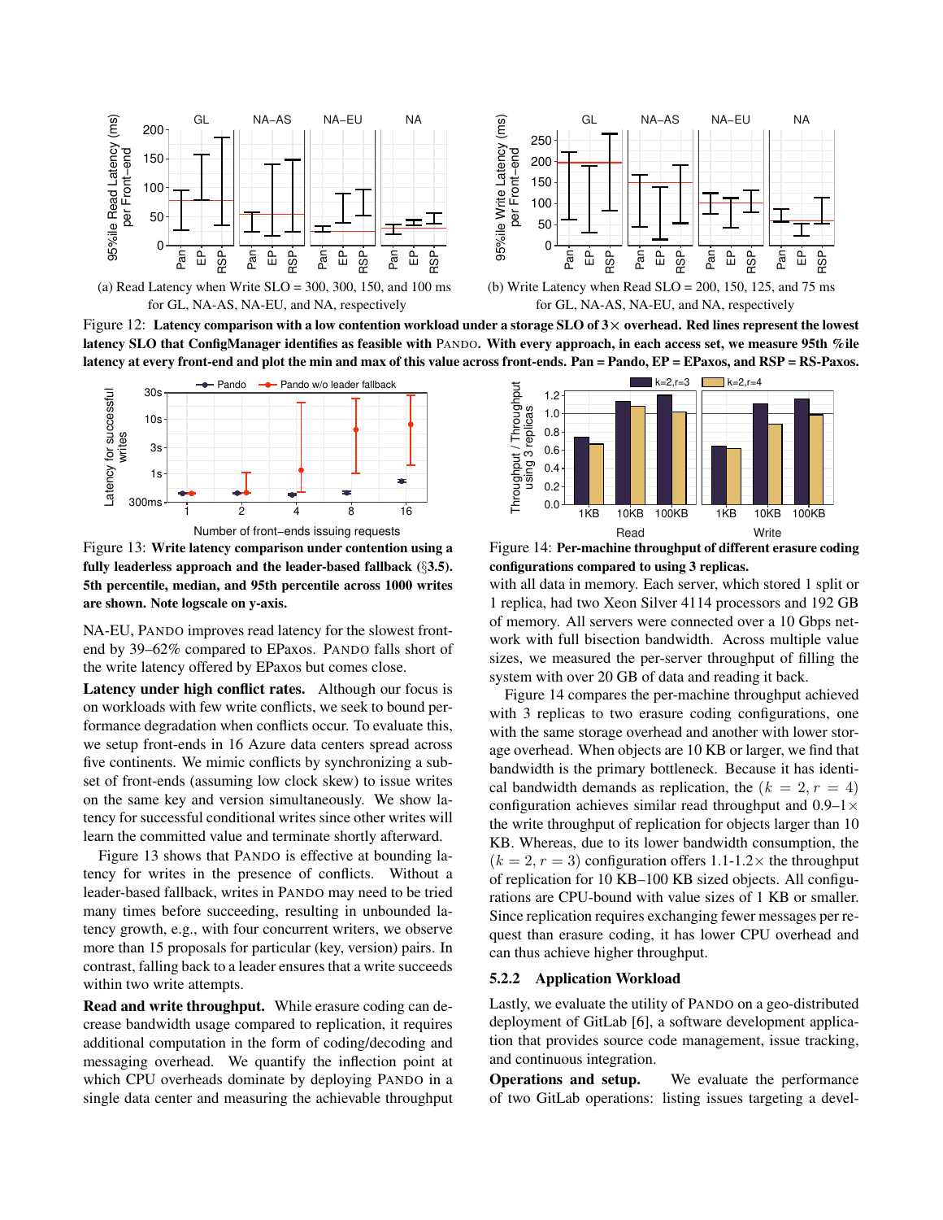GL NA–AS NA–EU NA

95%ile Read Latency (ms) per Front–end

200
150
100
50
0

Pan EP RSP Pan EP RSP Pan EP RSP Pan EP RSP

(a) Read Latency when Write SLO = 300, 300, 150, and 100 ms for GL, NA-AS, NA-EU, and NA, respectively

GL NA–AS NA–EU NA

95%ile Write Latency (ms) per Front–end

250
200
150
100
50
0

Pan EP RSP Pan EP RSP Pan EP RSP Pan EP RSP

(b) Write Latency when Read SLO = 200, 150, 125, and 75 ms for GL, NA-AS, NA-EU, and NA, respectively

Figure 12: **Latency comparison with a low contention workload under a storage SLO of 3× overhead. Red lines represent the lowest latency SLO that ConfigManager identifies as feasible with PANDO. With every approach, in each access set, we measure 95th %ile latency at every front-end and plot the min and max of this value across front-ends. Pan = Pando, EP = EPaxos, and RSP = RS-Paxos.**

Pando
Pando w/o leader fallback

Latency for successful writes

30s
10s
3s
1s
300ms

1 2 4 8 16

Number of front–ends issuing requests

Figure 13: **Write latency comparison under contention using a fully leaderless approach and the leader-based fallback (§3.5). 5th percentile, median, and 95th percentile across 1000 writes are shown. Note logscale on y-axis.**

k=2,r=3
k=2,r=4

Throughput / Throughput using 3 replicas

1.2
1.0
0.8
0.6
0.4
0.2
0.0

1KB 10KB 100KB 1KB 10KB 100KB

Read Write

Figure 14: **Per-machine throughput of different erasure coding configurations compared to using 3 replicas.**

NA-EU, PANDO improves read latency for the slowest front-end by 39–62% compared to EPaxos. PANDO falls short of the write latency offered by EPaxos but comes close.

**Latency under high conflict rates.** Although our focus is on workloads with few write conflicts, we seek to bound performance degradation when conflicts occur. To evaluate this, we setup front-ends in 16 Azure data centers spread across five continents. We mimic conflicts by synchronizing a subset of front-ends (assuming low clock skew) to issue writes on the same key and version simultaneously. We show latency for successful conditional writes since other writes will learn the committed value and terminate shortly afterward.

Figure 13 shows that PANDO is effective at bounding latency for writes in the presence of conflicts. Without a leader-based fallback, writes in PANDO may need to be tried many times before succeeding, resulting in unbounded latency growth, e.g., with four concurrent writers, we observe more than 15 proposals for particular (key, version) pairs. In contrast, falling back to a leader ensures that a write succeeds within two write attempts.

**Read and write throughput.** While erasure coding can decrease bandwidth usage compared to replication, it requires additional computation in the form of coding/decoding and messaging overhead. We quantify the inflection point at which CPU overheads dominate by deploying PANDO in a single data center and measuring the achievable throughput with all data in memory. Each server, which stored 1 split or 1 replica, had two Xeon Silver 4114 processors and 192 GB of memory. All servers were connected over a 10 Gbps network with full bisection bandwidth. Across multiple value sizes, we measured the per-server throughput of filling the system with over 20 GB of data and reading it back.

Figure 14 compares the per-machine throughput achieved with 3 replicas to two erasure coding configurations, one with the same storage overhead and another with lower storage overhead. When objects are 10 KB or larger, we find that bandwidth is the primary bottleneck. Because it has identical bandwidth demands as replication, the $(k = 2, r = 4)$ configuration achieves similar read throughput and 0.9–1× the write throughput of replication for objects larger than 10 KB. Whereas, due to its lower bandwidth consumption, the $(k = 2, r = 3)$ configuration offers 1.1-1.2× the throughput of replication for 10 KB–100 KB sized objects. All configurations are CPU-bound with value sizes of 1 KB or smaller. Since replication requires exchanging fewer messages per request than erasure coding, it has lower CPU overhead and can thus achieve higher throughput.

### 5.2.2 Application Workload

Lastly, we evaluate the utility of PANDO on a geo-distributed deployment of GitLab [6], a software development application that provides source code management, issue tracking, and continuous integration.

**Operations and setup.** We evaluate the performance of two GitLab operations: listing issues targeting a devel-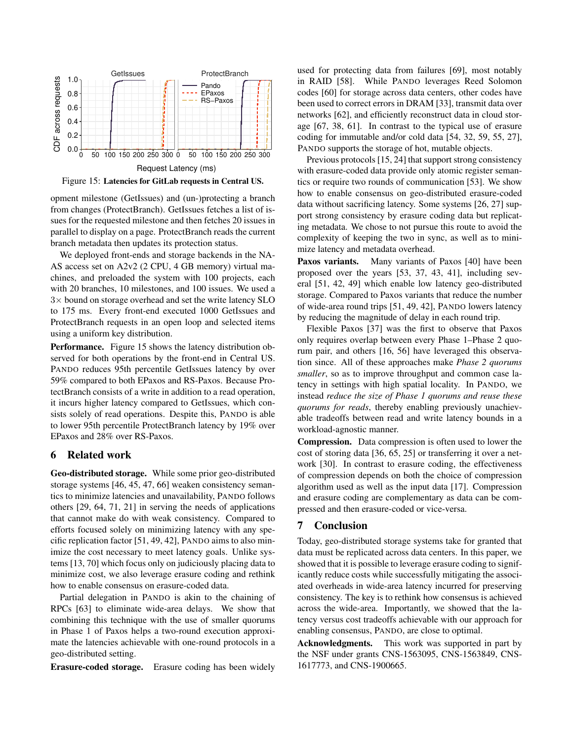GetIssues

ProtectBranch

CDF across requests

1.0
0.8
0.6
0.4
0.2
0.0

0 50 100 150 200 250 300 0 50 100 150 200 250 300

Pando
EPaxos
RS–Paxos

Request Latency (ms)

Figure 15: **Latencies for GitLab requests in Central US.**

opment milestone (GetIssues) and (un-)protecting a branch from changes (ProtectBranch). GetIssues fetches a list of issues for the requested milestone and then fetches 20 issues in parallel to display on a page. ProtectBranch reads the current branch metadata then updates its protection status.

We deployed front-ends and storage backends in the NA-AS access set on A2v2 (2 CPU, 4 GB memory) virtual machines, and preloaded the system with 100 projects, each with 20 branches, 10 milestones, and 100 issues. We used a $3\times$ bound on storage overhead and set the write latency SLO to 175 ms. Every front-end executed 1000 GetIssues and ProtectBranch requests in an open loop and selected items using a uniform key distribution.

**Performance.** Figure 15 shows the latency distribution observed for both operations by the front-end in Central US. PANDO reduces 95th percentile GetIssues latency by over 59% compared to both EPaxos and RS-Paxos. Because ProtectBranch consists of a write in addition to a read operation, it incurs higher latency compared to GetIssues, which consists solely of read operations. Despite this, PANDO is able to lower 95th percentile ProtectBranch latency by 19% over EPaxos and 28% over RS-Paxos.

## 6 Related work

**Geo-distributed storage.** While some prior geo-distributed storage systems [46, 45, 47, 66] weaken consistency semantics to minimize latencies and unavailability, PANDO follows others [29, 64, 71, 21] in serving the needs of applications that cannot make do with weak consistency. Compared to efforts focused solely on minimizing latency with any specific replication factor [51, 49, 42], PANDO aims to also minimize the cost necessary to meet latency goals. Unlike systems [13, 70] which focus only on judiciously placing data to minimize cost, we also leverage erasure coding and rethink how to enable consensus on erasure-coded data.

Partial delegation in PANDO is akin to the chaining of RPCs [63] to eliminate wide-area delays. We show that combining this technique with the use of smaller quorums in Phase 1 of Paxos helps a two-round execution approximate the latencies achievable with one-round protocols in a geo-distributed setting.

**Erasure-coded storage.** Erasure coding has been widely used for protecting data from failures [69], most notably in RAID [58]. While PANDO leverages Reed Solomon codes [60] for storage across data centers, other codes have been used to correct errors in DRAM [33], transmit data over networks [62], and efficiently reconstruct data in cloud storage [67, 38, 61]. In contrast to the typical use of erasure coding for immutable and/or cold data [54, 32, 59, 55, 27], PANDO supports the storage of hot, mutable objects.

Previous protocols [15, 24] that support strong consistency with erasure-coded data provide only atomic register semantics or require two rounds of communication [53]. We show how to enable consensus on geo-distributed erasure-coded data without sacrificing latency. Some systems [26, 27] support strong consistency by erasure coding data but replicating metadata. We chose to not pursue this route to avoid the complexity of keeping the two in sync, as well as to minimize latency and metadata overhead.

**Paxos variants.** Many variants of Paxos [40] have been proposed over the years [53, 37, 43, 41], including several [51, 42, 49] which enable low latency geo-distributed storage. Compared to Paxos variants that reduce the number of wide-area round trips [51, 49, 42], PANDO lowers latency by reducing the magnitude of delay in each round trip.

Flexible Paxos [37] was the first to observe that Paxos only requires overlap between every Phase 1–Phase 2 quorum pair, and others [16, 56] have leveraged this observation since. All of these approaches make *Phase 2 quorums smaller*, so as to improve throughput and common case latency in settings with high spatial locality. In PANDO, we instead *reduce the size of Phase 1 quorums and reuse these quorums for reads*, thereby enabling previously unachievable tradeoffs between read and write latency bounds in a workload-agnostic manner.

**Compression.** Data compression is often used to lower the cost of storing data [36, 65, 25] or transferring it over a network [30]. In contrast to erasure coding, the effectiveness of compression depends on both the choice of compression algorithm used as well as the input data [17]. Compression and erasure coding are complementary as data can be compressed and then erasure-coded or vice-versa.

## 7 Conclusion

Today, geo-distributed storage systems take for granted that data must be replicated across data centers. In this paper, we showed that it is possible to leverage erasure coding to significantly reduce costs while successfully mitigating the associated overheads in wide-area latency incurred for preserving consistency. The key is to rethink how consensus is achieved across the wide-area. Importantly, we showed that the latency versus cost tradeoffs achievable with our approach for enabling consensus, PANDO, are close to optimal.

**Acknowledgments.** This work was supported in part by the NSF under grants CNS-1563095, CNS-1563849, CNS-1617773, and CNS-1900665.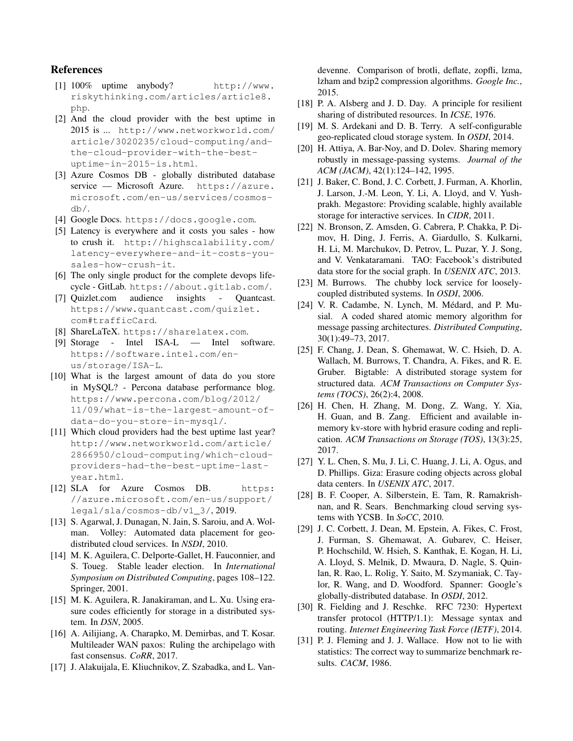## References

[1] 100% uptime anybody? http://www.riskythinking.com/articles/article8.php.

[2] And the cloud provider with the best uptime in 2015 is ... http://www.networkworld.com/article/3020235/cloud-computing/and-the-cloud-provider-with-the-best-uptime-in-2015-is.html.

[3] Azure Cosmos DB - globally distributed database service — Microsoft Azure. https://azure.microsoft.com/en-us/services/cosmos-db/.

[4] Google Docs. https://docs.google.com.

[5] Latency is everywhere and it costs you sales - how to crush it. http://highscalability.com/latency-everywhere-and-it-costs-you-sales-how-crush-it.

[6] The only single product for the complete devops lifecycle - GitLab. https://about.gitlab.com/.

[7] Quizlet.com audience insights - Quantcast. https://www.quantcast.com/quizlet.com#trafficCard.

[8] ShareLaTeX. https://sharelatex.com.

[9] Storage - Intel ISA-L — Intel software. https://software.intel.com/en-us/storage/ISA-L.

[10] What is the largest amount of data do you store in MySQL? - Percona database performance blog. https://www.percona.com/blog/2012/11/09/what-is-the-largest-amount-of-data-do-you-store-in-mysql/.

[11] Which cloud providers had the best uptime last year? http://www.networkworld.com/article/2866950/cloud-computing/which-cloud-providers-had-the-best-uptime-last-year.html.

[12] SLA for Azure Cosmos DB. https://azure.microsoft.com/en-us/support/legal/sla/cosmos-db/v1_3/, 2019.

[13] S. Agarwal, J. Dunagan, N. Jain, S. Saroiu, and A. Wolman. Volley: Automated data placement for geo-distributed cloud services. In *NSDI*, 2010.

[14] M. K. Aguilera, C. Delporte-Gallet, H. Fauconnier, and S. Toueg. Stable leader election. In *International Symposium on Distributed Computing*, pages 108–122. Springer, 2001.

[15] M. K. Aguilera, R. Janakiraman, and L. Xu. Using erasure codes efficiently for storage in a distributed system. In *DSN*, 2005.

[16] A. Ailijiang, A. Charapko, M. Demirbas, and T. Kosar. Multileader WAN paxos: Ruling the archipelago with fast consensus. *CoRR*, 2017.

[17] J. Alakuijala, E. Kliuchnikov, Z. Szabadka, and L. Vandevenne. Comparison of brotli, deflate, zopfli, lzma, lzham and bzip2 compression algorithms. *Google Inc.*, 2015.

[18] P. A. Alsberg and J. D. Day. A principle for resilient sharing of distributed resources. In *ICSE*, 1976.

[19] M. S. Ardekani and D. B. Terry. A self-configurable geo-replicated cloud storage system. In *OSDI*, 2014.

[20] H. Attiya, A. Bar-Noy, and D. Dolev. Sharing memory robustly in message-passing systems. *Journal of the ACM (JACM)*, 42(1):124–142, 1995.

[21] J. Baker, C. Bond, J. C. Corbett, J. Furman, A. Khorlin, J. Larson, J.-M. Leon, Y. Li, A. Lloyd, and V. Yushprakh. Megastore: Providing scalable, highly available storage for interactive services. In *CIDR*, 2011.

[22] N. Bronson, Z. Amsden, G. Cabrera, P. Chakka, P. Dimov, H. Ding, J. Ferris, A. Giardullo, S. Kulkarni, H. Li, M. Marchukov, D. Petrov, L. Puzar, Y. J. Song, and V. Venkataramani. TAO: Facebook's distributed data store for the social graph. In *USENIX ATC*, 2013.

[23] M. Burrows. The chubby lock service for loosely-coupled distributed systems. In *OSDI*, 2006.

[24] V. R. Cadambe, N. Lynch, M. Médard, and P. Musial. A coded shared atomic memory algorithm for message passing architectures. *Distributed Computing*, 30(1):49–73, 2017.

[25] F. Chang, J. Dean, S. Ghemawat, W. C. Hsieh, D. A. Wallach, M. Burrows, T. Chandra, A. Fikes, and R. E. Gruber. Bigtable: A distributed storage system for structured data. *ACM Transactions on Computer Systems (TOCS)*, 26(2):4, 2008.

[26] H. Chen, H. Zhang, M. Dong, Z. Wang, Y. Xia, H. Guan, and B. Zang. Efficient and available in-memory kv-store with hybrid erasure coding and replication. *ACM Transactions on Storage (TOS)*, 13(3):25, 2017.

[27] Y. L. Chen, S. Mu, J. Li, C. Huang, J. Li, A. Ogus, and D. Phillips. Giza: Erasure coding objects across global data centers. In *USENIX ATC*, 2017.

[28] B. F. Cooper, A. Silberstein, E. Tam, R. Ramakrishnan, and R. Sears. Benchmarking cloud serving systems with YCSB. In *SoCC*, 2010.

[29] J. C. Corbett, J. Dean, M. Epstein, A. Fikes, C. Frost, J. Furman, S. Ghemawat, A. Gubarev, C. Heiser, P. Hochschild, W. Hsieh, S. Kanthak, E. Kogan, H. Li, A. Lloyd, S. Melnik, D. Mwaura, D. Nagle, S. Quinlan, R. Rao, L. Rolig, Y. Saito, M. Szymaniak, C. Taylor, R. Wang, and D. Woodford. Spanner: Google's globally-distributed database. In *OSDI*, 2012.

[30] R. Fielding and J. Reschke. RFC 7230: Hypertext transfer protocol (HTTP/1.1): Message syntax and routing. *Internet Engineering Task Force (IETF)*, 2014.

[31] P. J. Fleming and J. J. Wallace. How not to lie with statistics: The correct way to summarize benchmark results. *CACM*, 1986.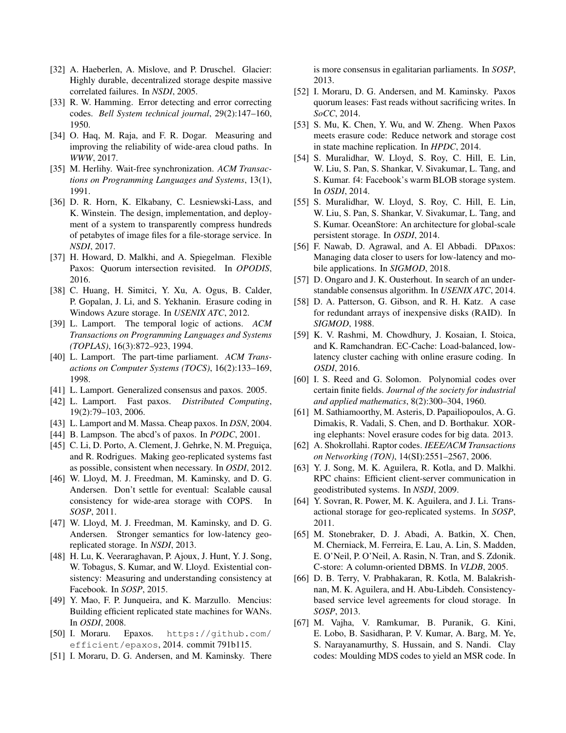- [32] A. Haeberlen, A. Mislove, and P. Druschel. Glacier: Highly durable, decentralized storage despite massive correlated failures. In *NSDI*, 2005.
- [33] R. W. Hamming. Error detecting and error correcting codes. *Bell System technical journal*, 29(2):147–160, 1950.
- [34] O. Haq, M. Raja, and F. R. Dogar. Measuring and improving the reliability of wide-area cloud paths. In *WWW*, 2017.
- [35] M. Herlihy. Wait-free synchronization. *ACM Transactions on Programming Languages and Systems*, 13(1), 1991.
- [36] D. R. Horn, K. Elkabany, C. Lesniewski-Lass, and K. Winstein. The design, implementation, and deployment of a system to transparently compress hundreds of petabytes of image files for a file-storage service. In *NSDI*, 2017.
- [37] H. Howard, D. Malkhi, and A. Spiegelman. Flexible Paxos: Quorum intersection revisited. In *OPODIS*, 2016.
- [38] C. Huang, H. Simitci, Y. Xu, A. Ogus, B. Calder, P. Gopalan, J. Li, and S. Yekhanin. Erasure coding in Windows Azure storage. In *USENIX ATC*, 2012.
- [39] L. Lamport. The temporal logic of actions. *ACM Transactions on Programming Languages and Systems (TOPLAS)*, 16(3):872–923, 1994.
- [40] L. Lamport. The part-time parliament. *ACM Transactions on Computer Systems (TOCS)*, 16(2):133–169, 1998.
- [41] L. Lamport. Generalized consensus and paxos. 2005.
- [42] L. Lamport. Fast paxos. *Distributed Computing*, 19(2):79–103, 2006.
- [43] L. Lamport and M. Massa. Cheap paxos. In *DSN*, 2004.
- [44] B. Lampson. The abcd's of paxos. In *PODC*, 2001.
- [45] C. Li, D. Porto, A. Clement, J. Gehrke, N. M. Preguiça, and R. Rodrigues. Making geo-replicated systems fast as possible, consistent when necessary. In *OSDI*, 2012.
- [46] W. Lloyd, M. J. Freedman, M. Kaminsky, and D. G. Andersen. Don't settle for eventual: Scalable causal consistency for wide-area storage with COPS. In *SOSP*, 2011.
- [47] W. Lloyd, M. J. Freedman, M. Kaminsky, and D. G. Andersen. Stronger semantics for low-latency geo-replicated storage. In *NSDI*, 2013.
- [48] H. Lu, K. Veeraraghavan, P. Ajoux, J. Hunt, Y. J. Song, W. Tobagus, S. Kumar, and W. Lloyd. Existential consistency: Measuring and understanding consistency at Facebook. In *SOSP*, 2015.
- [49] Y. Mao, F. P. Junqueira, and K. Marzullo. Mencius: Building efficient replicated state machines for WANs. In *OSDI*, 2008.
- [50] I. Moraru. Epaxos. `https://github.com/efficient/epaxos`, 2014. commit 791b115.
- [51] I. Moraru, D. G. Andersen, and M. Kaminsky. There is more consensus in egalitarian parliaments. In *SOSP*, 2013.
- [52] I. Moraru, D. G. Andersen, and M. Kaminsky. Paxos quorum leases: Fast reads without sacrificing writes. In *SoCC*, 2014.
- [53] S. Mu, K. Chen, Y. Wu, and W. Zheng. When Paxos meets erasure code: Reduce network and storage cost in state machine replication. In *HPDC*, 2014.
- [54] S. Muralidhar, W. Lloyd, S. Roy, C. Hill, E. Lin, W. Liu, S. Pan, S. Shankar, V. Sivakumar, L. Tang, and S. Kumar. f4: Facebook's warm BLOB storage system. In *OSDI*, 2014.
- [55] S. Muralidhar, W. Lloyd, S. Roy, C. Hill, E. Lin, W. Liu, S. Pan, S. Shankar, V. Sivakumar, L. Tang, and S. Kumar. OceanStore: An architecture for global-scale persistent storage. In *OSDI*, 2014.
- [56] F. Nawab, D. Agrawal, and A. El Abbadi. DPaxos: Managing data closer to users for low-latency and mobile applications. In *SIGMOD*, 2018.
- [57] D. Ongaro and J. K. Ousterhout. In search of an understandable consensus algorithm. In *USENIX ATC*, 2014.
- [58] D. A. Patterson, G. Gibson, and R. H. Katz. A case for redundant arrays of inexpensive disks (RAID). In *SIGMOD*, 1988.
- [59] K. V. Rashmi, M. Chowdhury, J. Kosaian, I. Stoica, and K. Ramchandran. EC-Cache: Load-balanced, low-latency cluster caching with online erasure coding. In *OSDI*, 2016.
- [60] I. S. Reed and G. Solomon. Polynomial codes over certain finite fields. *Journal of the society for industrial and applied mathematics*, 8(2):300–304, 1960.
- [61] M. Sathiamoorthy, M. Asteris, D. Papailiopoulos, A. G. Dimakis, R. Vadali, S. Chen, and D. Borthakur. XORing elephants: Novel erasure codes for big data. 2013.
- [62] A. Shokrollahi. Raptor codes. *IEEE/ACM Transactions on Networking (TON)*, 14(SI):2551–2567, 2006.
- [63] Y. J. Song, M. K. Aguilera, R. Kotla, and D. Malkhi. RPC chains: Efficient client-server communication in geodistributed systems. In *NSDI*, 2009.
- [64] Y. Sovran, R. Power, M. K. Aguilera, and J. Li. Transactional storage for geo-replicated systems. In *SOSP*, 2011.
- [65] M. Stonebraker, D. J. Abadi, A. Batkin, X. Chen, M. Cherniack, M. Ferreira, E. Lau, A. Lin, S. Madden, E. O'Neil, P. O'Neil, A. Rasin, N. Tran, and S. Zdonik. C-store: A column-oriented DBMS. In *VLDB*, 2005.
- [66] D. B. Terry, V. Prabhakaran, R. Kotla, M. Balakrishnan, M. K. Aguilera, and H. Abu-Libdeh. Consistency-based service level agreements for cloud storage. In *SOSP*, 2013.
- [67] M. Vajha, V. Ramkumar, B. Puranik, G. Kini, E. Lobo, B. Sasidharan, P. V. Kumar, A. Barg, M. Ye, S. Narayanamurthy, S. Hussain, and S. Nandi. Clay codes: Moulding MDS codes to yield an MSR code. In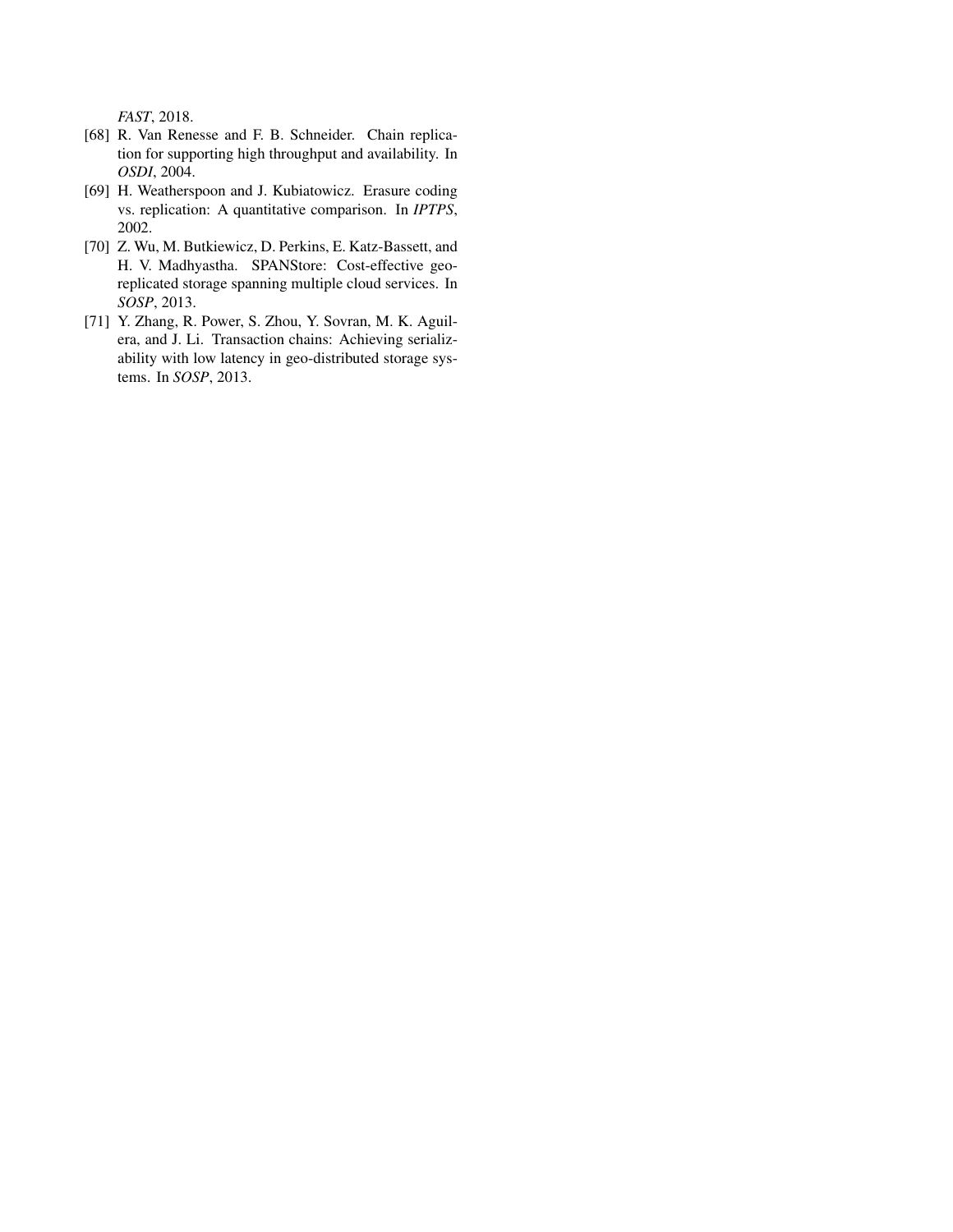*FAST*, 2018.

[68] R. Van Renesse and F. B. Schneider. Chain replication for supporting high throughput and availability. In *OSDI*, 2004.

[69] H. Weatherspoon and J. Kubiatowicz. Erasure coding vs. replication: A quantitative comparison. In *IPTPS*, 2002.

[70] Z. Wu, M. Butkiewicz, D. Perkins, E. Katz-Bassett, and H. V. Madhyastha. SPANStore: Cost-effective geo-replicated storage spanning multiple cloud services. In *SOSP*, 2013.

[71] Y. Zhang, R. Power, S. Zhou, Y. Sovran, M. K. Aguilera, and J. Li. Transaction chains: Achieving serializability with low latency in geo-distributed storage systems. In *SOSP*, 2013.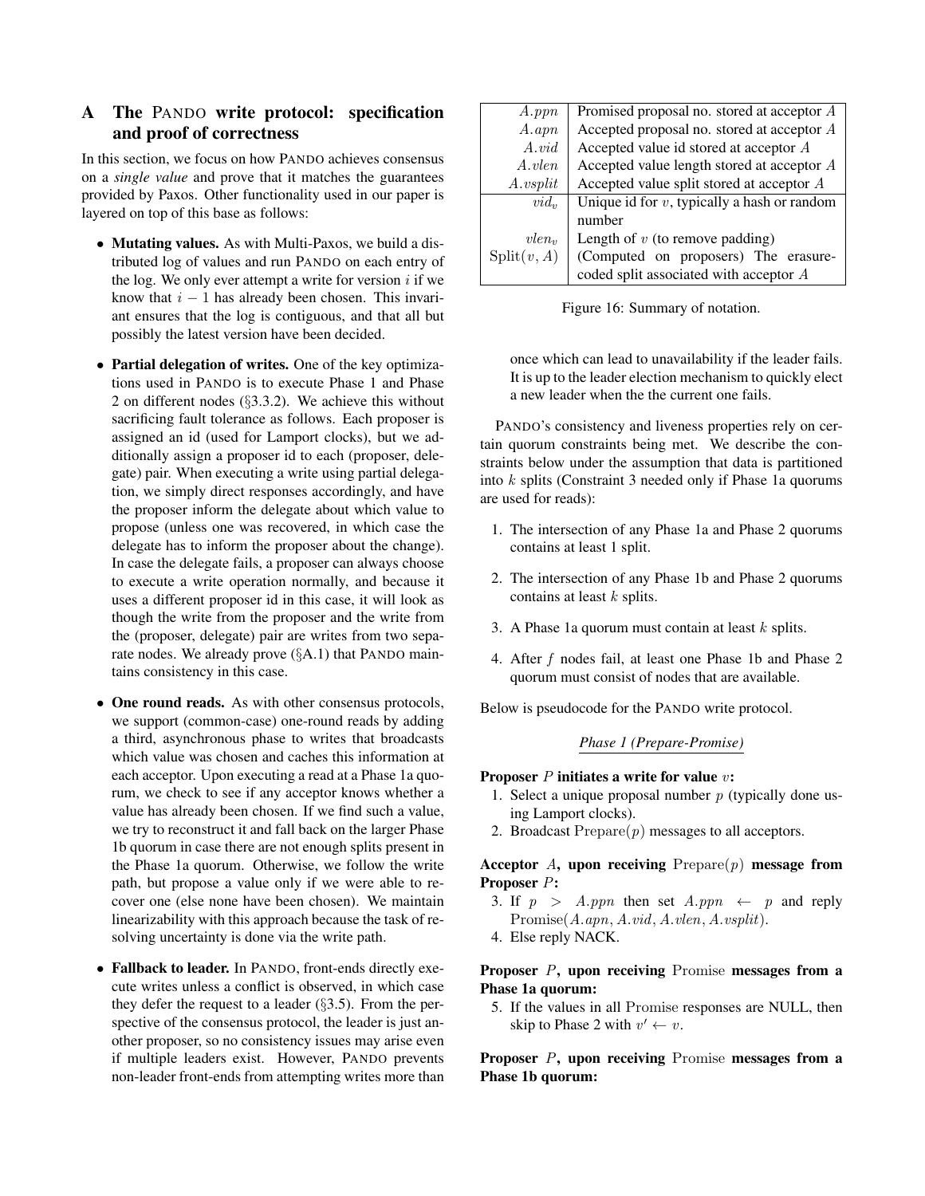# A The PANDO write protocol: specification and proof of correctness

In this section, we focus on how PANDO achieves consensus on a *single value* and prove that it matches the guarantees provided by Paxos. Other functionality used in our paper is layered on top of this base as follows:

- **Mutating values.** As with Multi-Paxos, we build a distributed log of values and run PANDO on each entry of the log. We only ever attempt a write for version $i$ if we know that $i-1$ has already been chosen. This invariant ensures that the log is contiguous, and that all but possibly the latest version have been decided.
- **Partial delegation of writes.** One of the key optimizations used in PANDO is to execute Phase 1 and Phase 2 on different nodes (§3.3.2). We achieve this without sacrificing fault tolerance as follows. Each proposer is assigned an id (used for Lamport clocks), but we additionally assign a proposer id to each (proposer, delegate) pair. When executing a write using partial delegation, we simply direct responses accordingly, and have the proposer inform the delegate about which value to propose (unless one was recovered, in which case the delegate has to inform the proposer about the change). In case the delegate fails, a proposer can always choose to execute a write operation normally, and because it uses a different proposer id in this case, it will look as though the write from the proposer and the write from the (proposer, delegate) pair are writes from two separate nodes. We already prove (§A.1) that PANDO maintains consistency in this case.
- **One round reads.** As with other consensus protocols, we support (common-case) one-round reads by adding a third, asynchronous phase to writes that broadcasts which value was chosen and caches this information at each acceptor. Upon executing a read at a Phase 1a quorum, we check to see if any acceptor knows whether a value has already been chosen. If we find such a value, we try to reconstruct it and fall back on the larger Phase 1b quorum in case there are not enough splits present in the Phase 1a quorum. Otherwise, we follow the write path, but propose a value only if we were able to recover one (else none have been chosen). We maintain linearizability with this approach because the task of resolving uncertainty is done via the write path.
- **Fallback to leader.** In PANDO, front-ends directly execute writes unless a conflict is observed, in which case they defer the request to a leader (§3.5). From the perspective of the consensus protocol, the leader is just another proposer, so no consistency issues may arise even if multiple leaders exist. However, PANDO prevents non-leader front-ends from attempting writes more than once which can lead to unavailability if the leader fails. It is up to the leader election mechanism to quickly elect a new leader when the the current one fails.

| | |
|---|---|
| $A.ppn$ | Promised proposal no. stored at acceptor $A$ |
| $A.apn$ | Accepted proposal no. stored at acceptor $A$ |
| $A.vid$ | Accepted value id stored at acceptor $A$ |
| $A.vlen$ | Accepted value length stored at acceptor $A$ |
| $A.vsplit$ | Accepted value split stored at acceptor $A$ |
| $vid_v$ | Unique id for $v$, typically a hash or random number |
| $vlen_v$ | Length of $v$ (to remove padding) |
| $\text{Split}(v, A)$ | (Computed on proposers) The erasure-coded split associated with acceptor $A$ |

Figure 16: Summary of notation.

PANDO's consistency and liveness properties rely on certain quorum constraints being met. We describe the constraints below under the assumption that data is partitioned into $k$ splits (Constraint 3 needed only if Phase 1a quorums are used for reads):

1. The intersection of any Phase 1a and Phase 2 quorums contains at least 1 split.
2. The intersection of any Phase 1b and Phase 2 quorums contains at least $k$ splits.
3. A Phase 1a quorum must contain at least $k$ splits.
4. After $f$ nodes fail, at least one Phase 1b and Phase 2 quorum must consist of nodes that are available.

Below is pseudocode for the PANDO write protocol.

*Phase 1 (Prepare-Promise)*

**Proposer $P$ initiates a write for value $v$:**

1. Select a unique proposal number $p$ (typically done using Lamport clocks).
2. Broadcast $\text{Prepare}(p)$ messages to all acceptors.

**Acceptor $A$, upon receiving $\text{Prepare}(p)$ message from Proposer $P$:**

3. If $p > A.ppn$ then set $A.ppn \leftarrow p$ and reply $\text{Promise}(A.apn, A.vid, A.vlen, A.vsplit)$.
4. Else reply NACK.

**Proposer $P$, upon receiving Promise messages from a Phase 1a quorum:**

5. If the values in all Promise responses are NULL, then skip to Phase 2 with $v' \leftarrow v$.

**Proposer $P$, upon receiving Promise messages from a Phase 1b quorum:**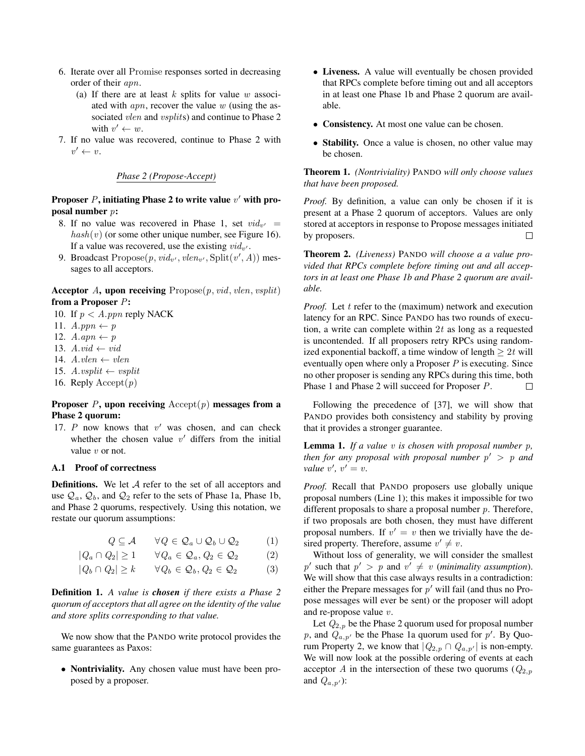6. Iterate over all Promise responses sorted in decreasing order of their $apn$.
   (a) If there are at least $k$ splits for value $w$ associated with $apn$, recover the value $w$ (using the associated $vlen$ and $vsplit$s) and continue to Phase 2 with $v' \leftarrow w$.
7. If no value was recovered, continue to Phase 2 with $v' \leftarrow v$.

*Phase 2 (Propose-Accept)*

**Proposer $P$, initiating Phase 2 to write value $v'$ with proposal number $p$:**

8. If no value was recovered in Phase 1, set $vid_{v'} = hash(v)$ (or some other unique number, see Figure 16). If a value was recovered, use the existing $vid_{v'}$.
9. Broadcast $\text{Propose}(p, vid_{v'}, vlen_{v'}, \text{Split}(v', A))$ messages to all acceptors.

**Acceptor $A$, upon receiving $\text{Propose}(p, vid, vlen, vsplit)$ from a Proposer $P$:**

10. If $p < A.ppn$ reply NACK
11. $A.ppn \leftarrow p$
12. $A.apn \leftarrow p$
13. $A.vid \leftarrow vid$
14. $A.vlen \leftarrow vlen$
15. $A.vsplit \leftarrow vsplit$
16. Reply $\text{Accept}(p)$

**Proposer $P$, upon receiving $\text{Accept}(p)$ messages from a Phase 2 quorum:**

17. $P$ now knows that $v'$ was chosen, and can check whether the chosen value $v'$ differs from the initial value $v$ or not.

### A.1 Proof of correctness

**Definitions.** We let $\mathcal{A}$ refer to the set of all acceptors and use $\mathcal{Q}_a$, $\mathcal{Q}_b$, and $\mathcal{Q}_2$ refer to the sets of Phase 1a, Phase 1b, and Phase 2 quorums, respectively. Using this notation, we restate our quorum assumptions:

$$Q \subseteq \mathcal{A} \qquad \forall Q \in \mathcal{Q}_a \cup \mathcal{Q}_b \cup \mathcal{Q}_2 \tag{1}$$

$$|Q_a \cap Q_2| \geq 1 \qquad \forall Q_a \in \mathcal{Q}_a, Q_2 \in \mathcal{Q}_2 \tag{2}$$

$$|Q_b \cap Q_2| \geq k \qquad \forall Q_b \in \mathcal{Q}_b, Q_2 \in \mathcal{Q}_2 \tag{3}$$

**Definition 1.** *A value is **chosen** if there exists a Phase 2 quorum of acceptors that all agree on the identity of the value and store splits corresponding to that value.*

We now show that the PANDO write protocol provides the same guarantees as Paxos:

- **Nontriviality.** Any chosen value must have been proposed by a proposer.
- **Liveness.** A value will eventually be chosen provided that RPCs complete before timing out and all acceptors in at least one Phase 1b and Phase 2 quorum are available.
- **Consistency.** At most one value can be chosen.
- **Stability.** Once a value is chosen, no other value may be chosen.

**Theorem 1.** *(Nontriviality)* PANDO *will only choose values that have been proposed.*

*Proof.* By definition, a value can only be chosen if it is present at a Phase 2 quorum of acceptors. Values are only stored at acceptors in response to Propose messages initiated by proposers. □

**Theorem 2.** *(Liveness)* PANDO *will choose a a value provided that RPCs complete before timing out and all acceptors in at least one Phase 1b and Phase 2 quorum are available.*

*Proof.* Let $t$ refer to the (maximum) network and execution latency for an RPC. Since PANDO has two rounds of execution, a write can complete within $2t$ as long as a requested is uncontended. If all proposers retry RPCs using randomized exponential backoff, a time window of length $\geq 2t$ will eventually open where only a Proposer $P$ is executing. Since no other proposer is sending any RPCs during this time, both Phase 1 and Phase 2 will succeed for Proposer $P$. □

Following the precedence of [37], we will show that PANDO provides both consistency and stability by proving that it provides a stronger guarantee.

**Lemma 1.** *If a value $v$ is chosen with proposal number $p$, then for any proposal with proposal number $p' > p$ and value $v'$, $v' = v$.*

*Proof.* Recall that PANDO proposers use globally unique proposal numbers (Line 1); this makes it impossible for two different proposals to share a proposal number $p$. Therefore, if two proposals are both chosen, they must have different proposal numbers. If $v' = v$ then we trivially have the desired property. Therefore, assume $v' \neq v$.

Without loss of generality, we will consider the smallest $p'$ such that $p' > p$ and $v' \neq v$ (*minimality assumption*). We will show that this case always results in a contradiction: either the Prepare messages for $p'$ will fail (and thus no Propose messages will ever be sent) or the proposer will adopt and re-propose value $v$.

Let $Q_{2,p}$ be the Phase 2 quorum used for proposal number $p$, and $Q_{a,p'}$ be the Phase 1a quorum used for $p'$. By Quorum Property 2, we know that $|Q_{2,p} \cap Q_{a,p'}|$ is non-empty. We will now look at the possible ordering of events at each acceptor $A$ in the intersection of these two quorums ($Q_{2,p}$ and $Q_{a,p'}$):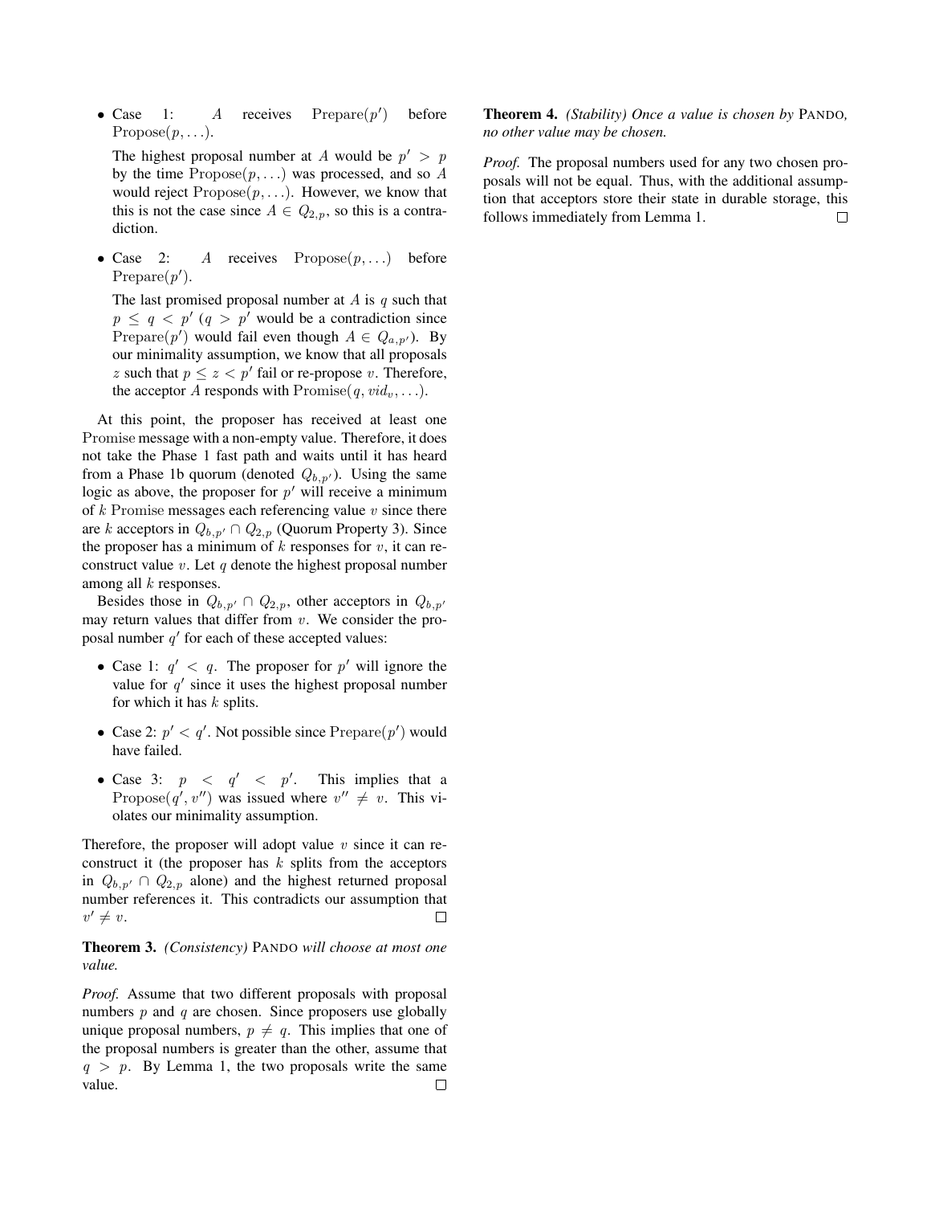- Case 1: $A$ receives $\text{Prepare}(p')$ before $\text{Propose}(p, \ldots)$.

  The highest proposal number at $A$ would be $p' > p$ by the time $\text{Propose}(p, \ldots)$ was processed, and so $A$ would reject $\text{Propose}(p, \ldots)$. However, we know that this is not the case since $A \in Q_{2,p}$, so this is a contradiction.

- Case 2: $A$ receives $\text{Propose}(p, \ldots)$ before $\text{Prepare}(p')$.

  The last promised proposal number at $A$ is $q$ such that $p \leq q < p'$ ($q > p'$ would be a contradiction since $\text{Prepare}(p')$ would fail even though $A \in Q_{a,p'}$). By our minimality assumption, we know that all proposals $z$ such that $p \leq z < p'$ fail or re-propose $v$. Therefore, the acceptor $A$ responds with $\text{Promise}(q, vid_v, \ldots)$.

At this point, the proposer has received at least one Promise message with a non-empty value. Therefore, it does not take the Phase 1 fast path and waits until it has heard from a Phase 1b quorum (denoted $Q_{b,p'}$). Using the same logic as above, the proposer for $p'$ will receive a minimum of $k$ Promise messages each referencing value $v$ since there are $k$ acceptors in $Q_{b,p'} \cap Q_{2,p}$ (Quorum Property 3). Since the proposer has a minimum of $k$ responses for $v$, it can reconstruct value $v$. Let $q$ denote the highest proposal number among all $k$ responses.

Besides those in $Q_{b,p'} \cap Q_{2,p}$, other acceptors in $Q_{b,p'}$ may return values that differ from $v$. We consider the proposal number $q'$ for each of these accepted values:

- Case 1: $q' < q$. The proposer for $p'$ will ignore the value for $q'$ since it uses the highest proposal number for which it has $k$ splits.
- Case 2: $p' < q'$. Not possible since $\text{Prepare}(p')$ would have failed.
- Case 3: $p < q' < p'$. This implies that a $\text{Propose}(q', v'')$ was issued where $v'' \neq v$. This violates our minimality assumption.

Therefore, the proposer will adopt value $v$ since it can reconstruct it (the proposer has $k$ splits from the acceptors in $Q_{b,p'} \cap Q_{2,p}$ alone) and the highest returned proposal number references it. This contradicts our assumption that $v' \neq v$. □

**Theorem 3.** *(Consistency)* PANDO *will choose at most one value.*

*Proof.* Assume that two different proposals with proposal numbers $p$ and $q$ are chosen. Since proposers use globally unique proposal numbers, $p \neq q$. This implies that one of the proposal numbers is greater than the other, assume that $q > p$. By Lemma 1, the two proposals write the same value. □

**Theorem 4.** *(Stability) Once a value is chosen by* PANDO*, no other value may be chosen.*

*Proof.* The proposal numbers used for any two chosen proposals will not be equal. Thus, with the additional assumption that acceptors store their state in durable storage, this follows immediately from Lemma 1. □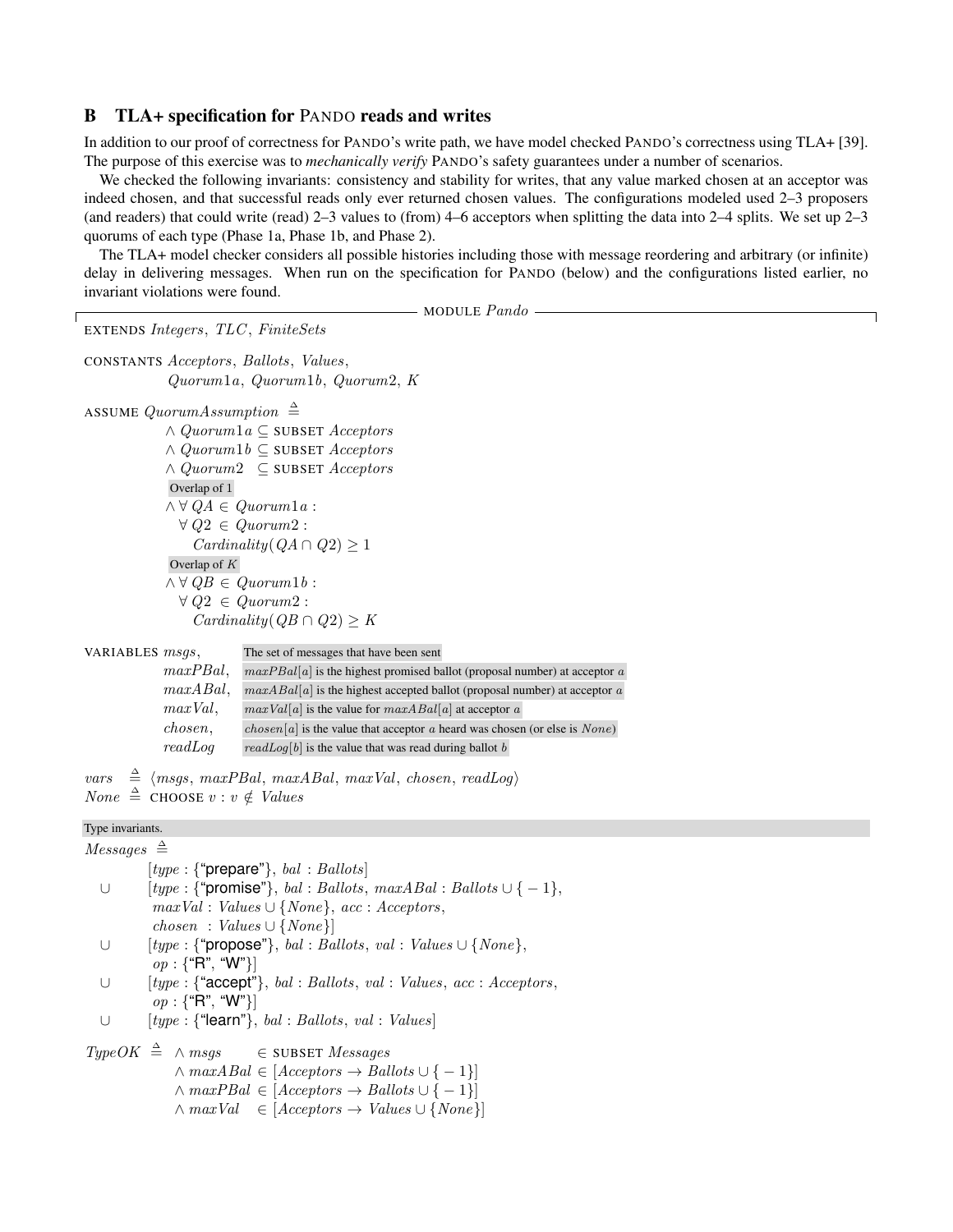## B TLA+ specification for PANDO reads and writes

In addition to our proof of correctness for PANDO's write path, we have model checked PANDO's correctness using TLA+ [39]. The purpose of this exercise was to *mechanically verify* PANDO's safety guarantees under a number of scenarios.

We checked the following invariants: consistency and stability for writes, that any value marked chosen at an acceptor was indeed chosen, and that successful reads only ever returned chosen values. The configurations modeled used 2–3 proposers (and readers) that could write (read) 2–3 values to (from) 4–6 acceptors when splitting the data into 2–4 splits. We set up 2–3 quorums of each type (Phase 1a, Phase 1b, and Phase 2).

The TLA+ model checker considers all possible histories including those with message reordering and arbitrary (or infinite) delay in delivering messages. When run on the specification for PANDO (below) and the configurations listed earlier, no invariant violations were found.

```
------------------------------- MODULE Pando -------------------------------
EXTENDS Integers, TLC, FiniteSets

CONSTANTS Acceptors, Ballots, Values,
          Quorum1a, Quorum1b, Quorum2, K

ASSUME QuorumAssumption ≜
          ∧ Quorum1a ⊆ SUBSET Acceptors
          ∧ Quorum1b ⊆ SUBSET Acceptors
          ∧ Quorum2  ⊆ SUBSET Acceptors
          \* Overlap of 1
          ∧ ∀ QA ∈ Quorum1a :
              ∀ Q2 ∈ Quorum2 :
                Cardinality(QA ∩ Q2) ≥ 1
          \* Overlap of K
          ∧ ∀ QB ∈ Quorum1b :
              ∀ Q2 ∈ Quorum2 :
                Cardinality(QB ∩ Q2) ≥ K

VARIABLES msgs,      \* The set of messages that have been sent
          maxPBal,   \* maxPBal[a] is the highest promised ballot (proposal number) at acceptor a
          maxABal,   \* maxABal[a] is the highest accepted ballot (proposal number) at acceptor a
          maxVal,    \* maxVal[a] is the value for maxABal[a] at acceptor a
          chosen,    \* chosen[a] is the value that acceptor a heard was chosen (or else is None)
          readLog    \* readLog[b] is the value that was read during ballot b

vars ≜ ⟨msgs, maxPBal, maxABal, maxVal, chosen, readLog⟩
None ≜ CHOOSE v : v ∉ Values

\* Type invariants.
Messages ≜
        [type : {"prepare"}, bal : Ballots]
   ∪    [type : {"promise"}, bal : Ballots, maxABal : Ballots ∪ {−1},
         maxVal : Values ∪ {None}, acc : Acceptors,
         chosen : Values ∪ {None}]
   ∪    [type : {"propose"}, bal : Ballots, val : Values ∪ {None},
         op : {"R", "W"}]
   ∪    [type : {"accept"}, bal : Ballots, val : Values, acc : Acceptors,
         op : {"R", "W"}]
   ∪    [type : {"learn"}, bal : Ballots, val : Values]

TypeOK ≜ ∧ msgs    ∈ SUBSET Messages
         ∧ maxABal ∈ [Acceptors → Ballots ∪ {−1}]
         ∧ maxPBal ∈ [Acceptors → Ballots ∪ {−1}]
         ∧ maxVal  ∈ [Acceptors → Values ∪ {None}]
```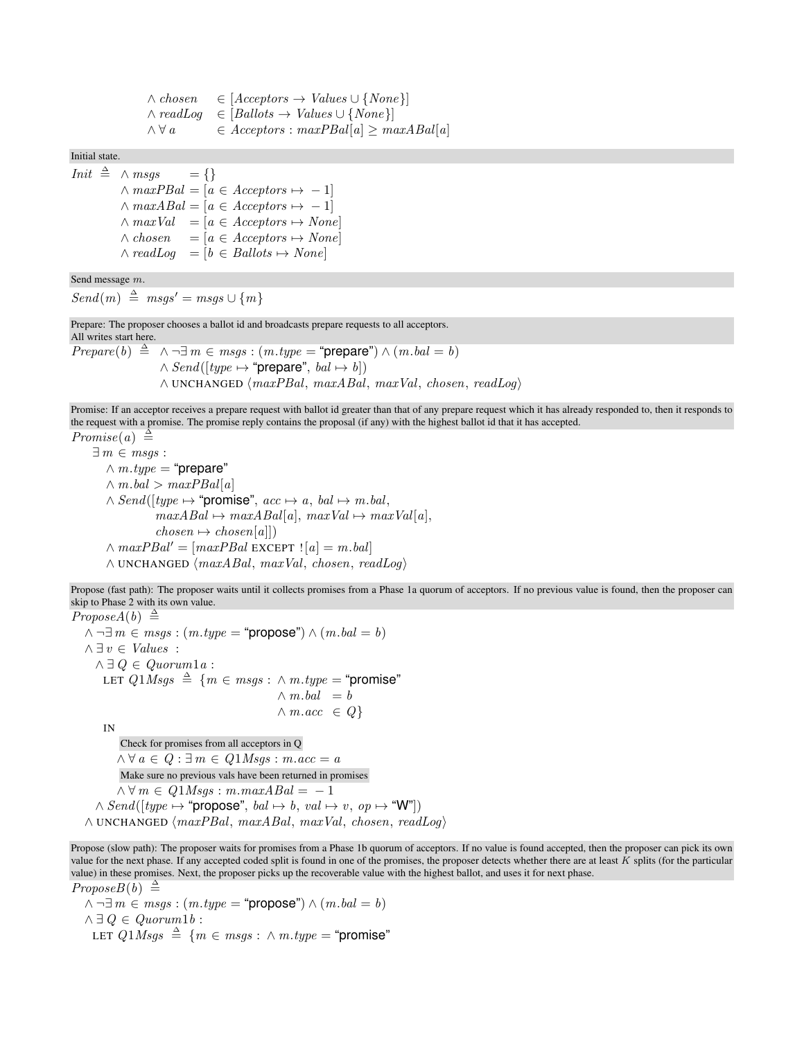$$\begin{aligned}
&\land\ chosen \quad \in [Acceptors \rightarrow Values \cup \{None\}]\\
&\land\ readLog \quad \in [Ballots \rightarrow Values \cup \{None\}]\\
&\land\ \forall\, a \quad \in Acceptors : maxPBal[a] \geq maxABal[a]
\end{aligned}$$

Initial state.

$$\begin{aligned}
Init \triangleq\ &\land\ msgs \quad = \{\}\\
&\land\ maxPBal = [a \in Acceptors \mapsto\ -1]\\
&\land\ maxABal = [a \in Acceptors \mapsto\ -1]\\
&\land\ maxVal \quad = [a \in Acceptors \mapsto None]\\
&\land\ chosen \quad = [a \in Acceptors \mapsto None]\\
&\land\ readLog \quad = [b \in Ballots \mapsto None]
\end{aligned}$$

Send message $m$.

$$Send(m) \triangleq msgs' = msgs \cup \{m\}$$

Prepare: The proposer chooses a ballot id and broadcasts prepare requests to all acceptors.
All writes start here.

$$\begin{aligned}
Prepare(b) \triangleq\ &\land\ \neg\exists\, m \in msgs : (m.type = \text{"prepare"}) \land (m.bal = b)\\
&\land\ Send([type \mapsto \text{"prepare"},\ bal \mapsto b])\\
&\land\ \text{UNCHANGED}\ \langle maxPBal,\ maxABal,\ maxVal,\ chosen,\ readLog\rangle
\end{aligned}$$

Promise: If an acceptor receives a prepare request with ballot id greater than that of any prepare request which it has already responded to, then it responds to the request with a promise. The promise reply contains the proposal (if any) with the highest ballot id that it has accepted.

$$\begin{aligned}
&Promise(a) \triangleq\\
&\quad \exists\, m \in msgs :\\
&\qquad \land\ m.type = \text{"prepare"}\\
&\qquad \land\ m.bal > maxPBal[a]\\
&\qquad \land\ Send([type \mapsto \text{"promise"},\ acc \mapsto a,\ bal \mapsto m.bal,\\
&\qquad\qquad maxABal \mapsto maxABal[a],\ maxVal \mapsto maxVal[a],\\
&\qquad\qquad chosen \mapsto chosen[a]])\\
&\qquad \land\ maxPBal' = [maxPBal\ \text{EXCEPT}\ ![a] = m.bal]\\
&\qquad \land\ \text{UNCHANGED}\ \langle maxABal,\ maxVal,\ chosen,\ readLog\rangle
\end{aligned}$$

Propose (fast path): The proposer waits until it collects promises from a Phase 1a quorum of acceptors. If no previous value is found, then the proposer can skip to Phase 2 with its own value.

$$\begin{aligned}
&ProposeA(b) \triangleq\\
&\quad \land\ \neg\exists\, m \in msgs : (m.type = \text{"propose"}) \land (m.bal = b)\\
&\quad \land\ \exists\, v \in Values\ :\\
&\qquad \land\ \exists\, Q \in Quorum1a :\\
&\qquad\quad \text{LET}\ Q1Msgs \triangleq \{m \in msgs :\ \land\ m.type = \text{"promise"}\\
&\qquad\qquad\qquad\qquad\qquad\qquad\quad \land\ m.bal \ = b\\
&\qquad\qquad\qquad\qquad\qquad\qquad\quad \land\ m.acc \ \in Q\}\\
&\qquad\quad \text{IN}\\
&\qquad\qquad \text{Check for promises from all acceptors in Q}\\
&\qquad\qquad \land\ \forall\, a \in Q : \exists\, m \in Q1Msgs : m.acc = a\\
&\qquad\qquad \text{Make sure no previous vals have been returned in promises}\\
&\qquad\qquad \land\ \forall\, m \in Q1Msgs : m.maxABal = \ -1\\
&\qquad \land\ Send([type \mapsto \text{"propose"},\ bal \mapsto b,\ val \mapsto v,\ op \mapsto \text{"W"}])\\
&\quad \land\ \text{UNCHANGED}\ \langle maxPBal,\ maxABal,\ maxVal,\ chosen,\ readLog\rangle
\end{aligned}$$

Propose (slow path): The proposer waits for promises from a Phase 1b quorum of acceptors. If no value is found accepted, then the proposer can pick its own value for the next phase. If any accepted coded split is found in one of the promises, the proposer detects whether there are at least $K$ splits (for the particular value) in these promises. Next, the proposer picks up the recoverable value with the highest ballot, and uses it for next phase.

$$\begin{aligned}
&ProposeB(b) \triangleq\\
&\quad \land\ \neg\exists\, m \in msgs : (m.type = \text{"propose"}) \land (m.bal = b)\\
&\quad \land\ \exists\, Q \in Quorum1b :\\
&\qquad \text{LET}\ Q1Msgs \triangleq \{m \in msgs :\ \land\ m.type = \text{"promise"}
\end{aligned}$$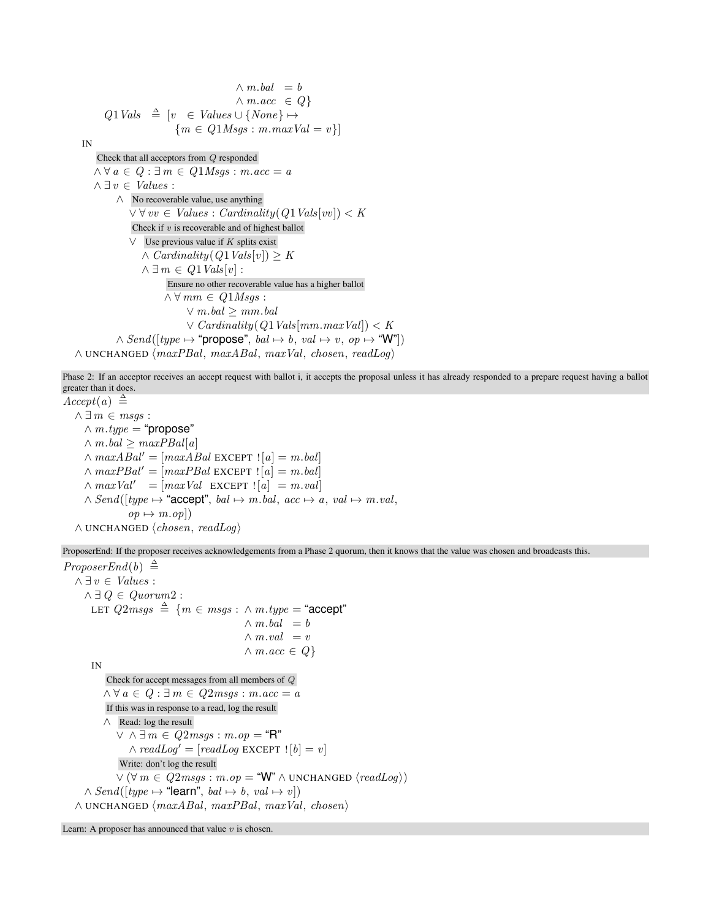$$
\begin{array}{l}
\quad\quad\quad\quad\quad\quad\quad\quad\quad\quad\quad\quad \land\ m.bal\ \ = b \\
\quad\quad\quad\quad\quad\quad\quad\quad\quad\quad\quad\quad \land\ m.acc\ \ \in Q\} \\
\quad\quad Q1Vals\ \ \triangleq\ [v\ \ \in\ Values \cup \{None\} \mapsto \\
\quad\quad\quad\quad\quad\quad\quad\quad \{m \in Q1Msgs : m.maxVal = v\}]
\end{array}
$$

IN

Check that all acceptors from $Q$ responded

$$
\begin{array}{l}
\land\ \forall\ a \in Q : \exists\ m \in Q1Msgs : m.acc = a \\
\land\ \exists\ v \in Values :
\end{array}
$$

$\land$ No recoverable value, use anything

$$\lor\ \forall\ vv \in Values : Cardinality(Q1Vals[vv]) < K$$

Check if $v$ is recoverable and of highest ballot

$\lor$ Use previous value if $K$ splits exist

$$
\begin{array}{l}
\land\ Cardinality(Q1Vals[v]) \geq K \\
\land\ \exists\ m \in Q1Vals[v] :
\end{array}
$$

Ensure no other recoverable value has a higher ballot

$$
\begin{array}{l}
\land\ \forall\ mm \in Q1Msgs : \\
\quad \lor\ m.bal \geq mm.bal \\
\quad \lor\ Cardinality(Q1Vals[mm.maxVal]) < K \\
\land\ Send([type \mapsto \text{"propose"},\ bal \mapsto b,\ val \mapsto v,\ op \mapsto \text{"W"}]) \\
\land\ \text{UNCHANGED}\ \langle maxPBal,\ maxABal,\ maxVal,\ chosen,\ readLog \rangle
\end{array}
$$

Phase 2: If an acceptor receives an accept request with ballot i, it accepts the proposal unless it has already responded to a prepare request having a ballot greater than it does.

$$
\begin{array}{l}
Accept(a)\ \triangleq \\
\quad \land\ \exists\ m \in msgs : \\
\quad\quad \land\ m.type = \text{"propose"} \\
\quad\quad \land\ m.bal \geq maxPBal[a] \\
\quad\quad \land\ maxABal' = [maxABal\ \text{EXCEPT}\ ![a] = m.bal] \\
\quad\quad \land\ maxPBal' = [maxPBal\ \text{EXCEPT}\ ![a] = m.bal] \\
\quad\quad \land\ maxVal'\ \ = [maxVal\ \ \text{EXCEPT}\ ![a]\ = m.val] \\
\quad\quad \land\ Send([type \mapsto \text{"accept"},\ bal \mapsto m.bal,\ acc \mapsto a,\ val \mapsto m.val, \\
\quad\quad\quad\quad op \mapsto m.op]) \\
\quad \land\ \text{UNCHANGED}\ \langle chosen,\ readLog \rangle
\end{array}
$$

ProposerEnd: If the proposer receives acknowledgements from a Phase 2 quorum, then it knows that the value was chosen and broadcasts this.

$$
\begin{array}{l}
ProposerEnd(b)\ \triangleq \\
\quad \land\ \exists\ v \in Values : \\
\quad\quad \land\ \exists\ Q \in Quorum2 : \\
\quad\quad\quad \text{LET}\ Q2msgs\ \triangleq\ \{m \in msgs :\ \land\ m.type = \text{"accept"} \\
\quad\quad\quad\quad\quad\quad\quad\quad\quad\quad\quad\quad \land\ m.bal\ \ = b \\
\quad\quad\quad\quad\quad\quad\quad\quad\quad\quad\quad\quad \land\ m.val\ \ = v \\
\quad\quad\quad\quad\quad\quad\quad\quad\quad\quad\quad\quad \land\ m.acc \in Q\}
\end{array}
$$

IN

Check for accept messages from all members of $Q$

$$\land\ \forall\ a \in Q : \exists\ m \in Q2msgs : m.acc = a$$

If this was in response to a read, log the result

$\land$ Read: log the result

$$
\begin{array}{l}
\lor\ \land\ \exists\ m \in Q2msgs : m.op = \text{"R"} \\
\quad \land\ readLog' = [readLog\ \text{EXCEPT}\ ![b] = v]
\end{array}
$$

Write: don't log the result

$$
\begin{array}{l}
\lor\ (\forall\ m \in Q2msgs : m.op = \text{"W"} \land \text{UNCHANGED}\ \langle readLog \rangle) \\
\land\ Send([type \mapsto \text{"learn"},\ bal \mapsto b,\ val \mapsto v]) \\
\land\ \text{UNCHANGED}\ \langle maxABal,\ maxPBal,\ maxVal,\ chosen \rangle
\end{array}
$$

Learn: A proposer has announced that value $v$ is chosen.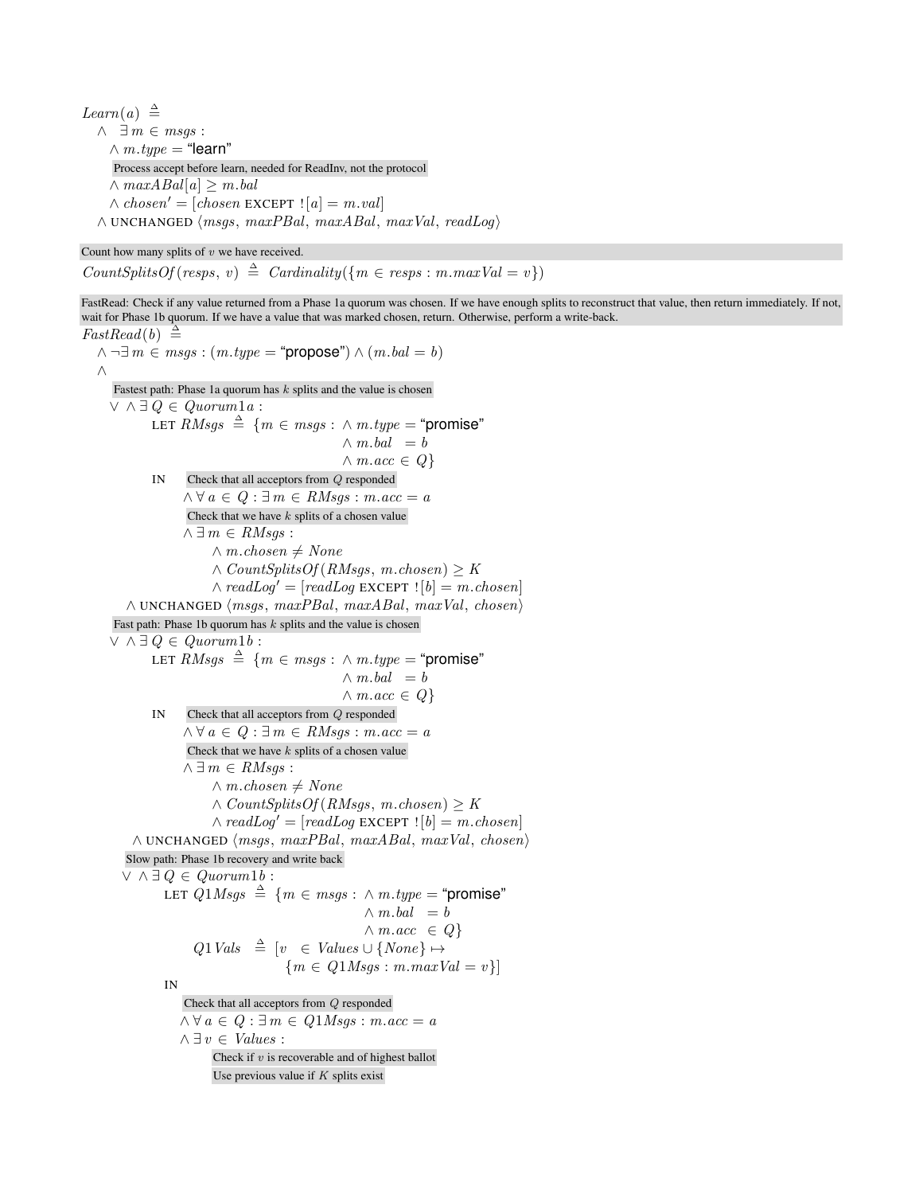$Learn(a) \triangleq$

$\quad \land \;\; \exists\, m \in msgs :$

$\qquad \land\; m.type = \text{"learn"}$

Process accept before learn, needed for ReadInv, not the protocol

$\qquad \land\; maxABal[a] \geq m.bal$

$\qquad \land\; chosen' = [chosen \text{ EXCEPT } ![a] = m.val]$

$\quad \land\; \text{UNCHANGED } \langle msgs,\; maxPBal,\; maxABal,\; maxVal,\; readLog \rangle$

Count how many splits of $v$ we have received.

$CountSplitsOf(resps,\; v) \;\triangleq\; Cardinality(\{m \in resps : m.maxVal = v\})$

FastRead: Check if any value returned from a Phase 1a quorum was chosen. If we have enough splits to reconstruct that value, then return immediately. If not, wait for Phase 1b quorum. If we have a value that was marked chosen, return. Otherwise, perform a write-back.

$FastRead(b) \triangleq$

$\quad \land\; \neg \exists\, m \in msgs : (m.type = \text{"propose"}) \land (m.bal = b)$

$\quad \land$

Fastest path: Phase 1a quorum has $k$ splits and the value is chosen

$\quad \lor\; \land\; \exists\, Q \in Quorum1a :$

$\qquad\qquad \text{LET } RMsgs \;\triangleq\; \{m \in msgs : \;\land\; m.type = \text{"promise"}$

$\qquad\qquad\qquad\qquad\qquad\qquad\quad \land\; m.bal \;\;= b$

$\qquad\qquad\qquad\qquad\qquad\qquad\quad \land\; m.acc \in Q\}$

$\qquad\qquad \text{IN}$ Check that all acceptors from $Q$ responded

$\qquad\qquad\quad \land\; \forall\, a \in Q : \exists\, m \in RMsgs : m.acc = a$

Check that we have $k$ splits of a chosen value

$\qquad\qquad\quad \land\; \exists\, m \in RMsgs :$

$\qquad\qquad\qquad \land\; m.chosen \neq None$

$\qquad\qquad\qquad \land\; CountSplitsOf(RMsgs,\; m.chosen) \geq K$

$\qquad\qquad\qquad \land\; readLog' = [readLog \text{ EXCEPT } ![b] = m.chosen]$

$\qquad \land\; \text{UNCHANGED } \langle msgs,\; maxPBal,\; maxABal,\; maxVal,\; chosen \rangle$

Fast path: Phase 1b quorum has $k$ splits and the value is chosen

$\quad \lor\; \land\; \exists\, Q \in Quorum1b :$

$\qquad\qquad \text{LET } RMsgs \;\triangleq\; \{m \in msgs : \;\land\; m.type = \text{"promise"}$

$\qquad\qquad\qquad\qquad\qquad\qquad\quad \land\; m.bal \;\;= b$

$\qquad\qquad\qquad\qquad\qquad\qquad\quad \land\; m.acc \in Q\}$

$\qquad\qquad \text{IN}$ Check that all acceptors from $Q$ responded

$\qquad\qquad\quad \land\; \forall\, a \in Q : \exists\, m \in RMsgs : m.acc = a$

Check that we have $k$ splits of a chosen value

$\qquad\qquad\quad \land\; \exists\, m \in RMsgs :$

$\qquad\qquad\qquad \land\; m.chosen \neq None$

$\qquad\qquad\qquad \land\; CountSplitsOf(RMsgs,\; m.chosen) \geq K$

$\qquad\qquad\qquad \land\; readLog' = [readLog \text{ EXCEPT } ![b] = m.chosen]$

$\qquad \land\; \text{UNCHANGED } \langle msgs,\; maxPBal,\; maxABal,\; maxVal,\; chosen \rangle$

Slow path: Phase 1b recovery and write back

$\quad \lor\; \land\; \exists\, Q \in Quorum1b :$

$\qquad\qquad \text{LET } Q1Msgs \;\triangleq\; \{m \in msgs : \;\land\; m.type = \text{"promise"}$

$\qquad\qquad\qquad\qquad\qquad\qquad\quad \land\; m.bal \;\;= b$

$\qquad\qquad\qquad\qquad\qquad\qquad\quad \land\; m.acc \;\in Q\}$

$\qquad\qquad\quad Q1Vals \;\;\triangleq\; [v \;\;\in Values \cup \{None\} \mapsto$

$\qquad\qquad\qquad\qquad\qquad \{m \in Q1Msgs : m.maxVal = v\}]$

$\qquad\qquad \text{IN}$

Check that all acceptors from $Q$ responded

$\qquad\qquad\quad \land\; \forall\, a \in Q : \exists\, m \in Q1Msgs : m.acc = a$

$\qquad\qquad\quad \land\; \exists\, v \in Values :$

Check if $v$ is recoverable and of highest ballot

Use previous value if $K$ splits exist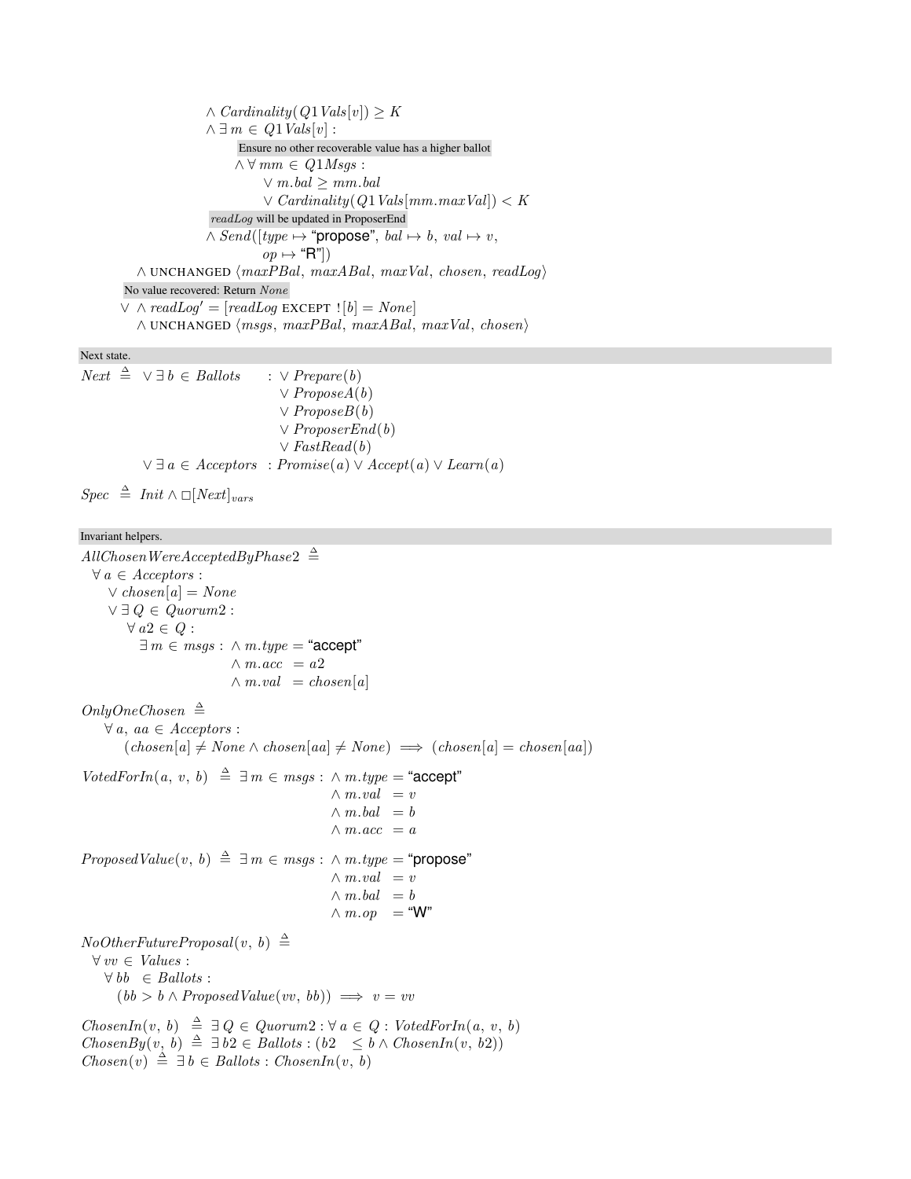$$\land \; Cardinality(Q1Vals[v]) \geq K$$

$$\land \; \exists \, m \in Q1Vals[v] :$$

Ensure no other recoverable value has a higher ballot

$$\land \; \forall \, mm \in Q1Msgs :$$

$$\lor \; m.bal \geq mm.bal$$

$$\lor \; Cardinality(Q1Vals[mm.maxVal]) < K$$

$readLog$ will be updated in ProposerEnd

$$\land \; Send([type \mapsto \text{"propose"}, \; bal \mapsto b, \; val \mapsto v, \; op \mapsto \text{"R"}])$$

$$\land \; \text{UNCHANGED} \; \langle maxPBal, \; maxABal, \; maxVal, \; chosen, \; readLog \rangle$$

No value recovered: Return $None$

$$\lor \; \land \; readLog' = [readLog \; \text{EXCEPT} \; ![b] = None]$$

$$\land \; \text{UNCHANGED} \; \langle msgs, \; maxPBal, \; maxABal, \; maxVal, \; chosen \rangle$$

Next state.

$$Next \triangleq \lor \; \exists \, b \in Ballots \; : \; \lor \; Prepare(b) \; \lor \; ProposeA(b) \; \lor \; ProposeB(b) \; \lor \; ProposerEnd(b) \; \lor \; FastRead(b)$$

$$\lor \; \exists \, a \in Acceptors \; : \; Promise(a) \lor Accept(a) \lor Learn(a)$$

$$Spec \triangleq Init \land \Box[Next]_{vars}$$

Invariant helpers.

$$AllChosenWereAcceptedByPhase2 \triangleq$$

$$\forall \, a \in Acceptors :$$

$$\lor \; chosen[a] = None$$

$$\lor \; \exists \, Q \in Quorum2 :$$

$$\forall \, a2 \in Q :$$

$$\exists \, m \in msgs : \land \; m.type = \text{"accept"} \; \land \; m.acc = a2 \; \land \; m.val = chosen[a]$$

$$OnlyOneChosen \triangleq$$

$$\forall \, a, \, aa \in Acceptors :$$

$$(chosen[a] \neq None \land chosen[aa] \neq None) \implies (chosen[a] = chosen[aa])$$

$$VotedForIn(a, \, v, \, b) \triangleq \exists \, m \in msgs : \land \; m.type = \text{"accept"} \; \land \; m.val = v \; \land \; m.bal = b \; \land \; m.acc = a$$

$$ProposedValue(v, \, b) \triangleq \exists \, m \in msgs : \land \; m.type = \text{"propose"} \; \land \; m.val = v \; \land \; m.bal = b \; \land \; m.op = \text{"W"}$$

$$NoOtherFutureProposal(v, \, b) \triangleq$$

$$\forall \, vv \in Values :$$

$$\forall \, bb \in Ballots :$$

$$(bb > b \land ProposedValue(vv, \, bb)) \implies v = vv$$

$$ChosenIn(v, \, b) \triangleq \exists \, Q \in Quorum2 : \forall \, a \in Q : VotedForIn(a, \, v, \, b)$$

$$ChosenBy(v, \, b) \triangleq \exists \, b2 \in Ballots : (b2 \leq b \land ChosenIn(v, \, b2))$$

$$Chosen(v) \triangleq \exists \, b \in Ballots : ChosenIn(v, \, b)$$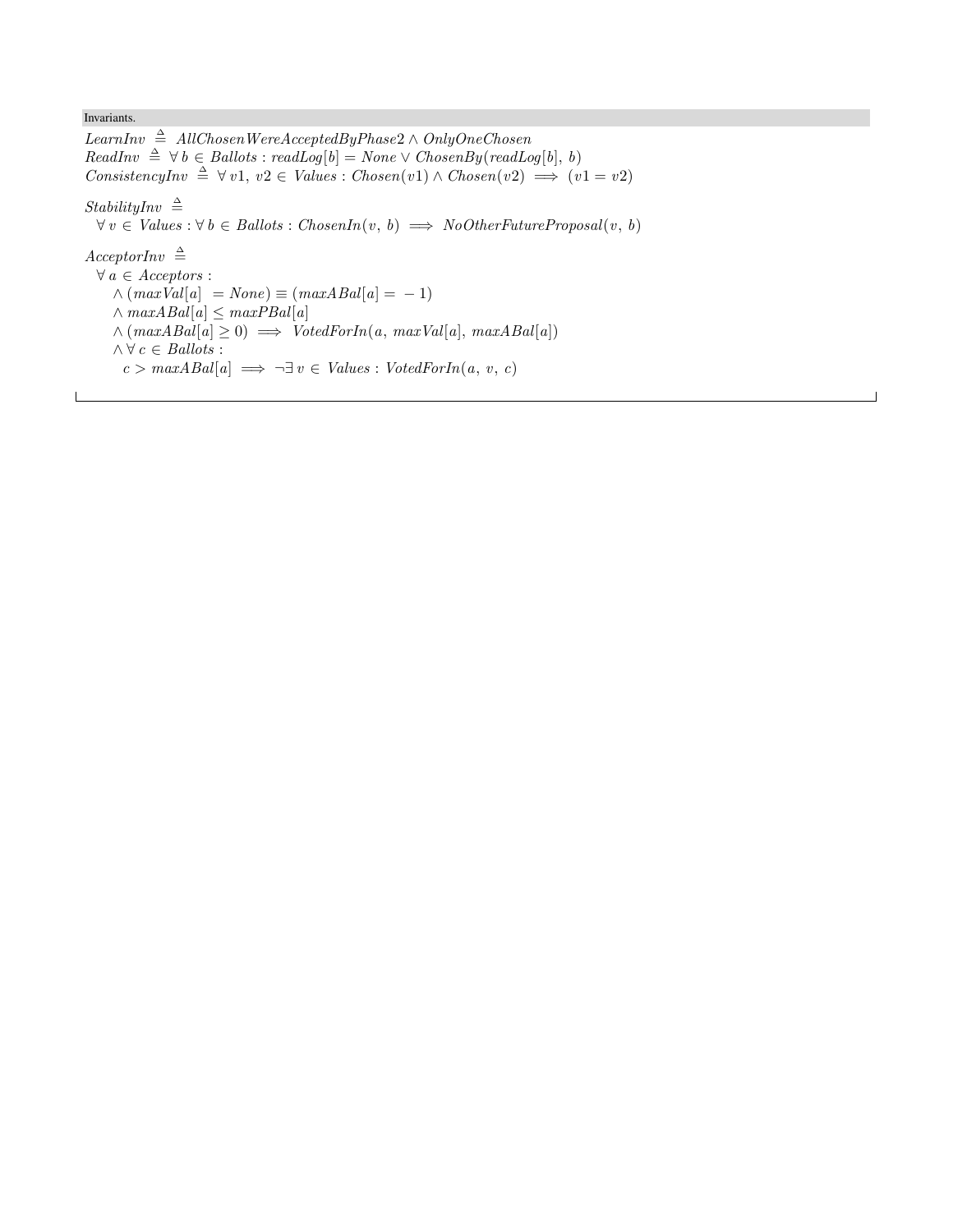Invariants.

$LearnInv \triangleq AllChosenWereAcceptedByPhase2 \land OnlyOneChosen$

$ReadInv \triangleq \forall b \in Ballots : readLog[b] = None \lor ChosenBy(readLog[b], b)$

$ConsistencyInv \triangleq \forall v1, v2 \in Values : Chosen(v1) \land Chosen(v2) \implies (v1 = v2)$

$StabilityInv \triangleq$

$\quad \forall v \in Values : \forall b \in Ballots : ChosenIn(v, b) \implies NoOtherFutureProposal(v, b)$

$AcceptorInv \triangleq$

$\quad \forall a \in Acceptors :$

$\quad\quad \land (maxVal[a] = None) \equiv (maxABal[a] = -1)$

$\quad\quad \land maxABal[a] \leq maxPBal[a]$

$\quad\quad \land (maxABal[a] \geq 0) \implies VotedForIn(a, maxVal[a], maxABal[a])$

$\quad\quad \land \forall c \in Ballots :$

$\quad\quad\quad c > maxABal[a] \implies \neg \exists v \in Values : VotedForIn(a, v, c)$